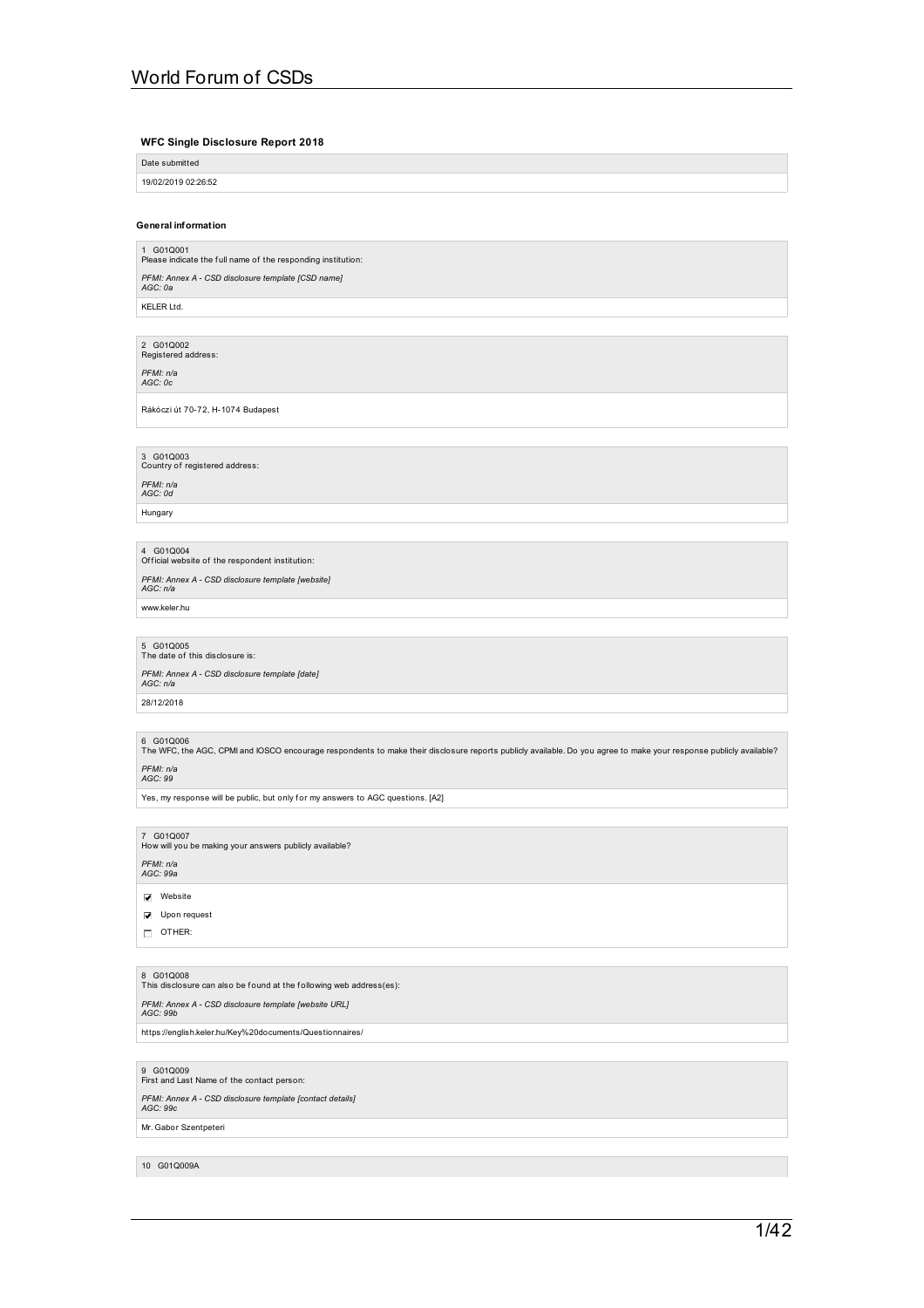# World Forum of CSDs

### WFC Single Disclosure Report 2018

Date submitted

19/02/2019 02:26:52

#### General information

1 G01Q001
Please indicate the full name of the responding institution:

*PFMI: Annex A - CSD disclosure template [CSD name]*
*AGC: 0a*

KELER Ltd.

2 G01Q002
Registered address:

*PFMI: n/a*
*AGC: 0c*

Rákóczi út 70-72, H-1074 Budapest

3 G01Q003
Country of registered address:

*PFMI: n/a*
*AGC: 0d*

Hungary

4 G01Q004
Official website of the respondent institution:

*PFMI: Annex A - CSD disclosure template [website]*
*AGC: n/a*

www.keler.hu

5 G01Q005
The date of this disclosure is:

*PFMI: Annex A - CSD disclosure template [date]*
*AGC: n/a*

28/12/2018

6 G01Q006
The WFC, the AGC, CPMI and IOSCO encourage respondents to make their disclosure reports publicly available. Do you agree to make your response publicly available?

*PFMI: n/a*
*AGC: 99*

Yes, my response will be public, but only for my answers to AGC questions. [A2]

7 G01Q007
How will you be making your answers publicly available?

*PFMI: n/a*
*AGC: 99a*

- [x] Website
- [x] Upon request
- [ ] OTHER:

8 G01Q008
This disclosure can also be found at the following web address(es):

*PFMI: Annex A - CSD disclosure template [website URL]*
*AGC: 99b*

https://english.keler.hu/Key%20documents/Questionnaires/

9 G01Q009
First and Last Name of the contact person:

*PFMI: Annex A - CSD disclosure template [contact details]*
*AGC: 99c*

Mr. Gabor Szentpeteri

10 G01Q009A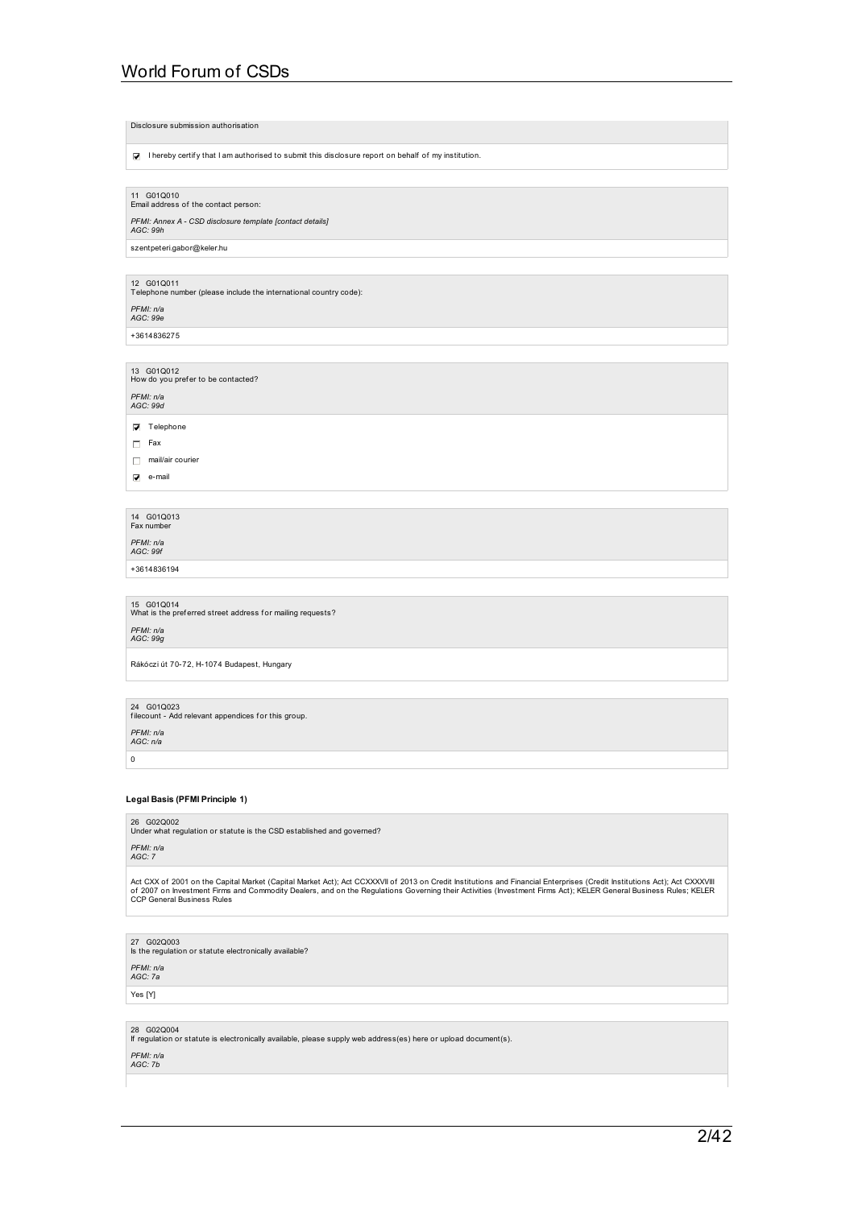Disclosure submission authorisation

☑ I hereby certify that I am authorised to submit this disclosure report on behalf of my institution.

11 G01Q010
Email address of the contact person:

*PFMI: Annex A - CSD disclosure template [contact details]*
*AGC: 99h*

szentpeteri.gabor@keler.hu

12 G01Q011
Telephone number (please include the international country code):

*PFMI: n/a*
*AGC: 99e*

+3614836275

13 G01Q012
How do you prefer to be contacted?

*PFMI: n/a*
*AGC: 99d*

- ☑ Telephone
- ☐ Fax
- ☐ mail/air courier
- ☑ e-mail

14 G01Q013
Fax number

*PFMI: n/a*
*AGC: 99f*

+3614836194

15 G01Q014
What is the preferred street address for mailing requests?

*PFMI: n/a*
*AGC: 99g*

Rákóczi út 70-72, H-1074 Budapest, Hungary

24 G01Q023
filecount - Add relevant appendices for this group.

*PFMI: n/a*
*AGC: n/a*

0

**Legal Basis (PFMI Principle 1)**

26 G02Q002
Under what regulation or statute is the CSD established and governed?

*PFMI: n/a*
*AGC: 7*

Act CXX of 2001 on the Capital Market (Capital Market Act); Act CCXXXVII of 2013 on Credit Institutions and Financial Enterprises (Credit Institutions Act); Act CXXXVIII of 2007 on Investment Firms and Commodity Dealers, and on the Regulations Governing their Activities (Investment Firms Act); KELER General Business Rules; KELER CCP General Business Rules

27 G02Q003
Is the regulation or statute electronically available?

*PFMI: n/a*
*AGC: 7a*

Yes [Y]

28 G02Q004
If regulation or statute is electronically available, please supply web address(es) here or upload document(s).

*PFMI: n/a*
*AGC: 7b*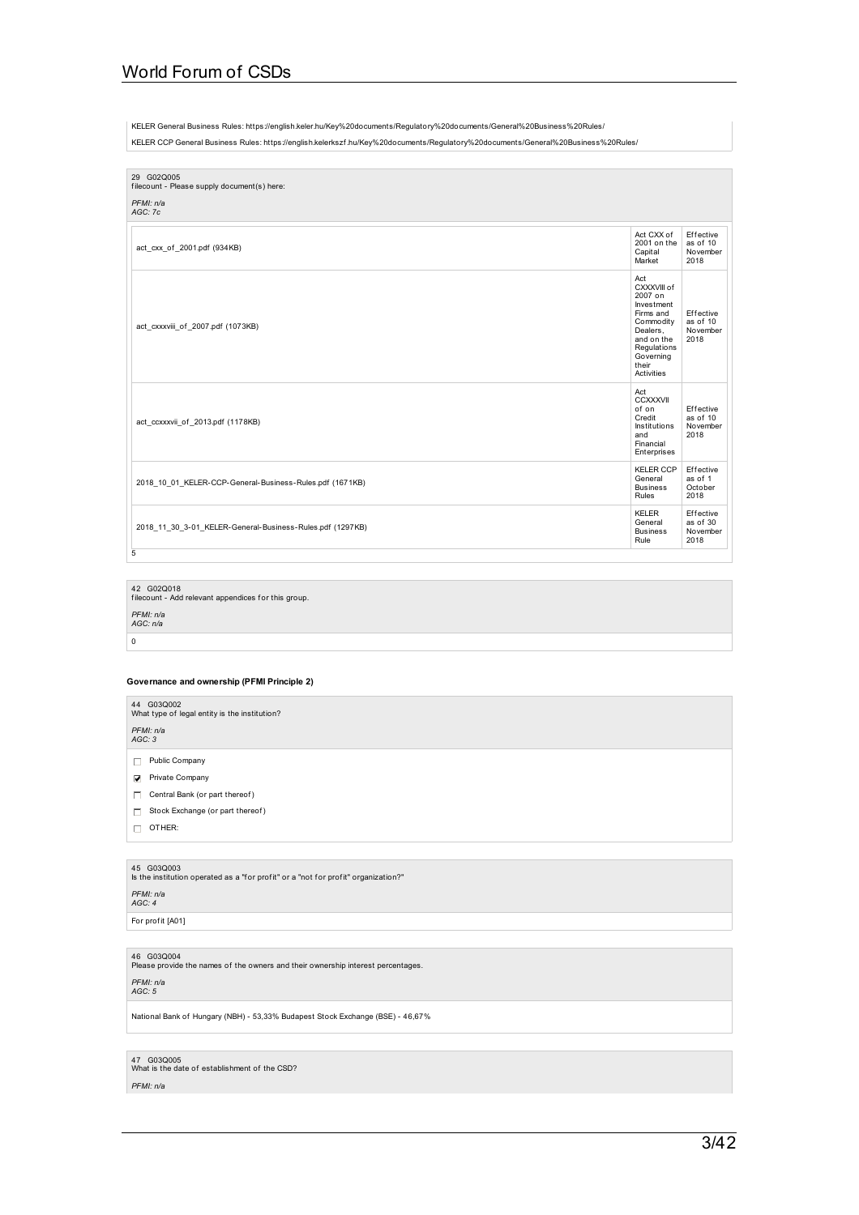KELER General Business Rules: https://english.keler.hu/Key%20documents/Regulatory%20documents/General%20Business%20Rules/

KELER CCP General Business Rules: https://english.kelerkszf.hu/Key%20documents/Regulatory%20documents/General%20Business%20Rules/

29 G02Q005
filecount - Please supply document(s) here:

*PFMI: n/a*
*AGC: 7c*

| File | Description | Effective date |
|---|---|---|
| act_cxx_of_2001.pdf (934KB) | Act CXX of 2001 on the Capital Market | Effective as of 10 November 2018 |
| act_cxxxviii_of_2007.pdf (1073KB) | Act CXXXVIII of 2007 on Investment Firms and Commodity Dealers, and on the Regulations Governing their Activities | Effective as of 10 November 2018 |
| act_ccxxxvii_of_2013.pdf (1178KB) | Act CCXXXVII of on Credit Institutions and Financial Enterprises | Effective as of 10 November 2018 |
| 2018_10_01_KELER-CCP-General-Business-Rules.pdf (1671KB) | KELER CCP General Business Rules | Effective as of 1 October 2018 |
| 2018_11_30_3-01_KELER-General-Business-Rules.pdf (1297KB) | KELER General Business Rule | Effective as of 30 November 2018 |

5

42 G02Q018
filecount - Add relevant appendices for this group.

*PFMI: n/a*
*AGC: n/a*

0

### Governance and ownership (PFMI Principle 2)

44 G03Q002
What type of legal entity is the institution?

*PFMI: n/a*
*AGC: 3*

- [ ] Public Company
- [x] Private Company
- [ ] Central Bank (or part thereof)
- [ ] Stock Exchange (or part thereof)
- [ ] OTHER:

45 G03Q003
Is the institution operated as a "for profit" or a "not for profit" organization?"

*PFMI: n/a*
*AGC: 4*

For profit [A01]

46 G03Q004
Please provide the names of the owners and their ownership interest percentages.

*PFMI: n/a*
*AGC: 5*

National Bank of Hungary (NBH) - 53,33% Budapest Stock Exchange (BSE) - 46,67%

47 G03Q005
What is the date of establishment of the CSD?

*PFMI: n/a*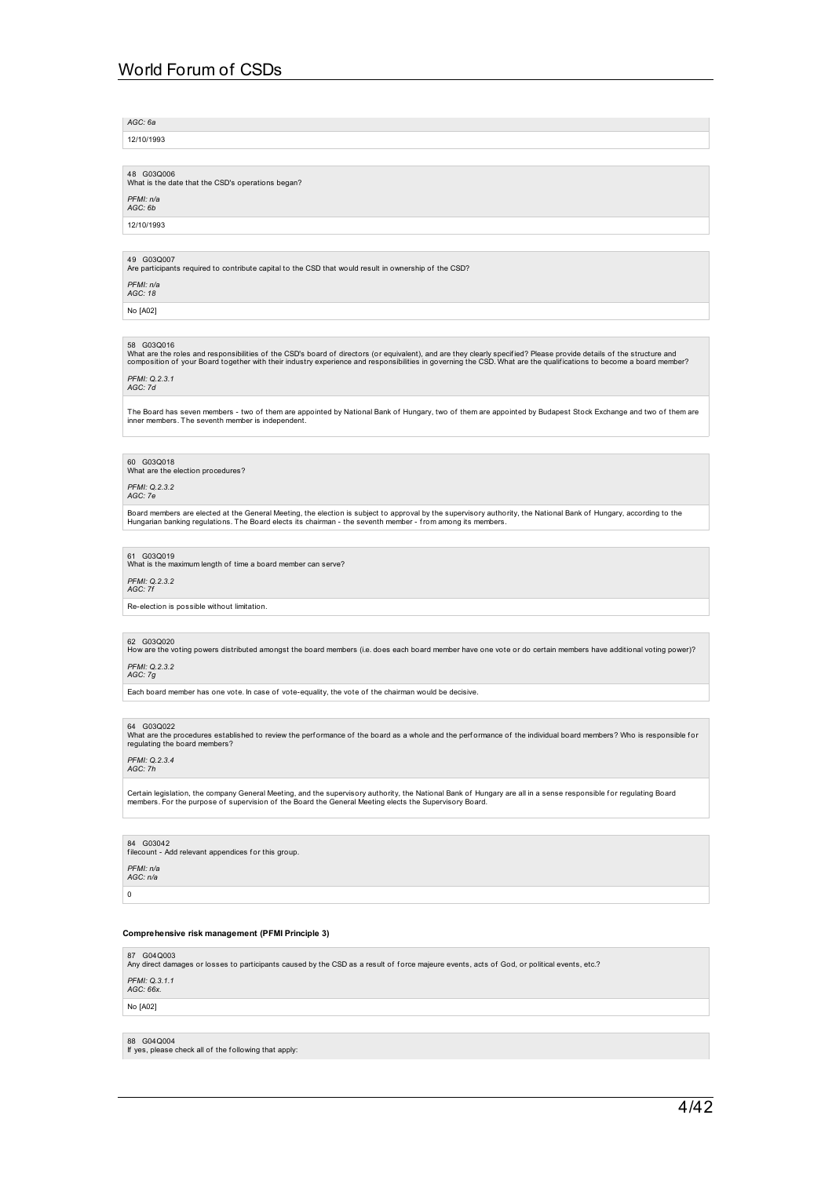*AGC: 6a*

12/10/1993

48 G03Q006
What is the date that the CSD's operations began?

*PFMI: n/a*
*AGC: 6b*

12/10/1993

49 G03Q007
Are participants required to contribute capital to the CSD that would result in ownership of the CSD?

*PFMI: n/a*
*AGC: 18*

No [A02]

58 G03Q016
What are the roles and responsibilities of the CSD's board of directors (or equivalent), and are they clearly specified? Please provide details of the structure and composition of your Board together with their industry experience and responsibilities in governing the CSD. What are the qualifications to become a board member?

*PFMI: Q.2.3.1*
*AGC: 7d*

The Board has seven members - two of them are appointed by National Bank of Hungary, two of them are appointed by Budapest Stock Exchange and two of them are inner members. The seventh member is independent.

60 G03Q018
What are the election procedures?

*PFMI: Q.2.3.2*
*AGC: 7e*

Board members are elected at the General Meeting, the election is subject to approval by the supervisory authority, the National Bank of Hungary, according to the Hungarian banking regulations. The Board elects its chairman - the seventh member - from among its members.

61 G03Q019
What is the maximum length of time a board member can serve?

*PFMI: Q.2.3.2*
*AGC: 7f*

Re-election is possible without limitation.

62 G03Q020
How are the voting powers distributed amongst the board members (i.e. does each board member have one vote or do certain members have additional voting power)?

*PFMI: Q.2.3.2*
*AGC: 7g*

Each board member has one vote. In case of vote-equality, the vote of the chairman would be decisive.

64 G03Q022
What are the procedures established to review the performance of the board as a whole and the performance of the individual board members? Who is responsible for regulating the board members?

*PFMI: Q.2.3.4*
*AGC: 7h*

Certain legislation, the company General Meeting, and the supervisory authority, the National Bank of Hungary are all in a sense responsible for regulating Board members. For the purpose of supervision of the Board the General Meeting elects the Supervisory Board.

84 G03042
filecount - Add relevant appendices for this group.

*PFMI: n/a*
*AGC: n/a*

0

### Comprehensive risk management (PFMI Principle 3)

87 G04Q003
Any direct damages or losses to participants caused by the CSD as a result of force majeure events, acts of God, or political events, etc.?

*PFMI: Q.3.1.1*
*AGC: 66x.*

No [A02]

88 G04Q004
If yes, please check all of the following that apply: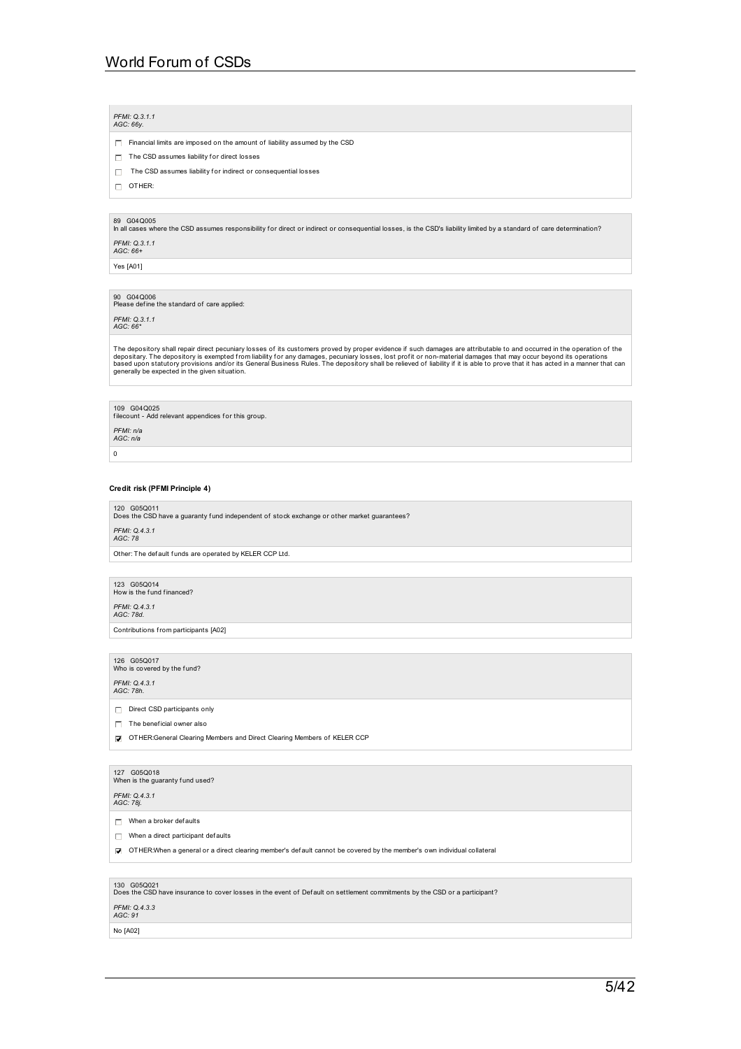*PFMI: Q.3.1.1*
*AGC: 66y.*

- [ ] Financial limits are imposed on the amount of liability assumed by the CSD
- [ ] The CSD assumes liability for direct losses
- [ ] The CSD assumes liability for indirect or consequential losses
- [ ] OTHER:

89 G04Q005
In all cases where the CSD assumes responsibility for direct or indirect or consequential losses, is the CSD's liability limited by a standard of care determination?

*PFMI: Q.3.1.1*
*AGC: 66+*

Yes [A01]

90 G04Q006
Please define the standard of care applied:

*PFMI: Q.3.1.1*
*AGC: 66**

The depository shall repair direct pecuniary losses of its customers proved by proper evidence if such damages are attributable to and occurred in the operation of the depositary. The depository is exempted from liability for any damages, pecuniary losses, lost profit or non-material damages that may occur beyond its operations based upon statutory provisions and/or its General Business Rules. The depository shall be relieved of liability if it is able to prove that it has acted in a manner that can generally be expected in the given situation.

109 G04Q025
filecount - Add relevant appendices for this group.

*PFMI: n/a*
*AGC: n/a*

0

**Credit risk (PFMI Principle 4)**

120 G05Q011
Does the CSD have a guaranty fund independent of stock exchange or other market guarantees?

*PFMI: Q.4.3.1*
*AGC: 78*

Other: The default funds are operated by KELER CCP Ltd.

123 G05Q014
How is the fund financed?

*PFMI: Q.4.3.1*
*AGC: 78d.*

Contributions from participants [A02]

126 G05Q017
Who is covered by the fund?

*PFMI: Q.4.3.1*
*AGC: 78h.*

- [ ] Direct CSD participants only
- [ ] The beneficial owner also
- [x] OTHER:General Clearing Members and Direct Clearing Members of KELER CCP

127 G05Q018
When is the guaranty fund used?

*PFMI: Q.4.3.1*
*AGC: 78j.*

- [ ] When a broker defaults
- [ ] When a direct participant defaults
- [x] OTHER:When a general or a direct clearing member's default cannot be covered by the member's own individual collateral

130 G05Q021
Does the CSD have insurance to cover losses in the event of Default on settlement commitments by the CSD or a participant?

*PFMI: Q.4.3.3*
*AGC: 91*

No [A02]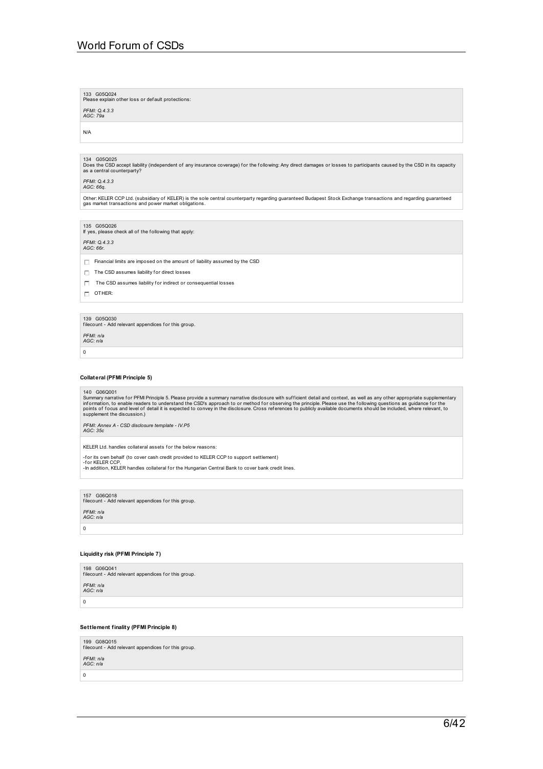133 G05Q024
Please explain other loss or default protections:

*PFMI: Q.4.3.3*
*AGC: 79a*

N/A

134 G05Q025
Does the CSD accept liability (independent of any insurance coverage) for the following: Any direct damages or losses to participants caused by the CSD in its capacity as a central counterparty?

*PFMI: Q.4.3.3*
*AGC: 66q.*

Other: KELER CCP Ltd. (subsidiary of KELER) is the sole central counterparty regarding guaranteed Budapest Stock Exchange transactions and regarding guaranteed gas market transactions and power market obligations.

135 G05Q026
If yes, please check all of the following that apply:

*PFMI: Q.4.3.3*
*AGC: 66r.*

- ☐ Financial limits are imposed on the amount of liability assumed by the CSD
- ☐ The CSD assumes liability for direct losses
- ☐ The CSD assumes liability for indirect or consequential losses
- ☐ OTHER:

139 G05Q030
filecount - Add relevant appendices for this group.

*PFMI: n/a*
*AGC: n/a*

0

### Collateral (PFMI Principle 5)

140 G06Q001
Summary narrative for PFMI Principle 5. Please provide a summary narrative disclosure with sufficient detail and context, as well as any other appropriate supplementary information, to enable readers to understand the CSD's approach to or method for observing the principle. Please use the following questions as guidance for the points of focus and level of detail it is expected to convey in the disclosure. Cross references to publicly available documents should be included, where relevant, to supplement the discussion.)

*PFMI: Annex A - CSD disclosure template - IV.P5*
*AGC: 35c*

KELER Ltd. handles collateral assets for the below reasons:

-for its own behalf (to cover cash credit provided to KELER CCP to support settlement)
-for KELER CCP,
-In addition, KELER handles collateral for the Hungarian Central Bank to cover bank credit lines.

157 G06Q018
filecount - Add relevant appendices for this group.

*PFMI: n/a*
*AGC: n/a*

0

### Liquidity risk (PFMI Principle 7)

198 G06Q041
filecount - Add relevant appendices for this group.

*PFMI: n/a*
*AGC: n/a*

0

### Settlement finality (PFMI Principle 8)

199 G08Q015
filecount - Add relevant appendices for this group.

*PFMI: n/a*
*AGC: n/a*

0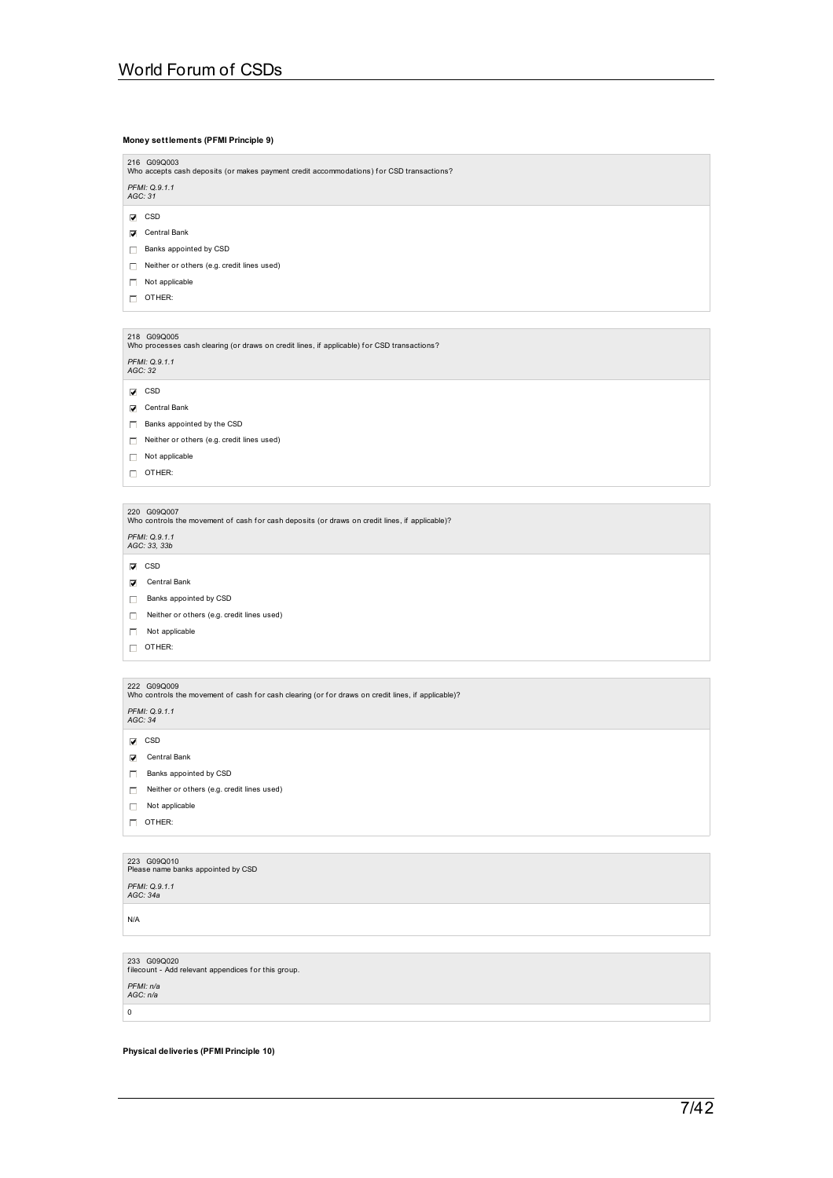**Money settlements (PFMI Principle 9)**

216 G09Q003
Who accepts cash deposits (or makes payment credit accommodations) for CSD transactions?

*PFMI: Q.9.1.1*
*AGC: 31*

- [x] CSD
- [x] Central Bank
- [ ] Banks appointed by CSD
- [ ] Neither or others (e.g. credit lines used)
- [ ] Not applicable
- [ ] OTHER:

218 G09Q005
Who processes cash clearing (or draws on credit lines, if applicable) for CSD transactions?

*PFMI: Q.9.1.1*
*AGC: 32*

- [x] CSD
- [x] Central Bank
- [ ] Banks appointed by the CSD
- [ ] Neither or others (e.g. credit lines used)
- [ ] Not applicable
- [ ] OTHER:

220 G09Q007
Who controls the movement of cash for cash deposits (or draws on credit lines, if applicable)?

*PFMI: Q.9.1.1*
*AGC: 33, 33b*

- [x] CSD
- [x] Central Bank
- [ ] Banks appointed by CSD
- [ ] Neither or others (e.g. credit lines used)
- [ ] Not applicable
- [ ] OTHER:

222 G09Q009
Who controls the movement of cash for cash clearing (or for draws on credit lines, if applicable)?

*PFMI: Q.9.1.1*
*AGC: 34*

- [x] CSD
- [x] Central Bank
- [ ] Banks appointed by CSD
- [ ] Neither or others (e.g. credit lines used)
- [ ] Not applicable
- [ ] OTHER:

223 G09Q010
Please name banks appointed by CSD

*PFMI: Q.9.1.1*
*AGC: 34a*

N/A

233 G09Q020
filecount - Add relevant appendices for this group.

*PFMI: n/a*
*AGC: n/a*

0

**Physical deliveries (PFMI Principle 10)**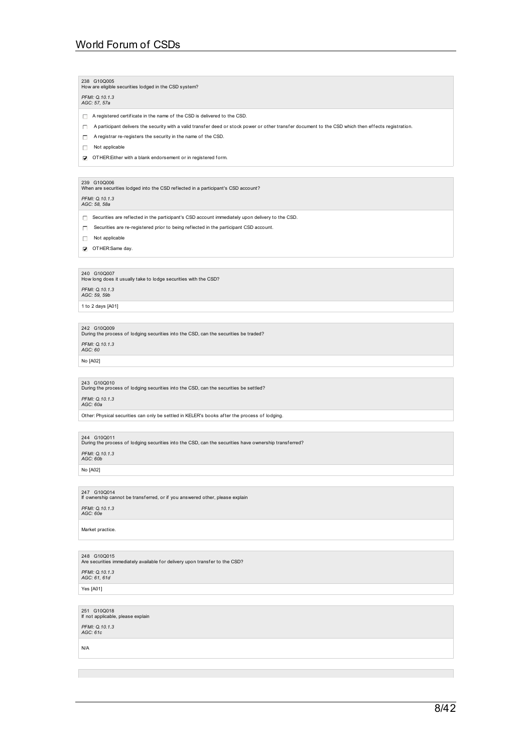238 G10Q005
How are eligible securities lodged in the CSD system?

*PFMI: Q.10.1.3*
*AGC: 57, 57a*

- [ ] A registered certificate in the name of the CSD is delivered to the CSD.
- [ ] A participant delivers the security with a valid transfer deed or stock power or other transfer document to the CSD which then effects registration.
- [ ] A registrar re-registers the security in the name of the CSD.
- [ ] Not applicable
- [x] OTHER:Either with a blank endorsement or in registered form.

239 G10Q006
When are securities lodged into the CSD reflected in a participant's CSD account?

*PFMI: Q.10.1.3*
*AGC: 58, 58a*

- [ ] Securities are reflected in the participant's CSD account immediately upon delivery to the CSD.
- [ ] Securities are re-registered prior to being reflected in the participant CSD account.
- [ ] Not applicable
- [x] OTHER:Same day.

240 G10Q007
How long does it usually take to lodge securities with the CSD?

*PFMI: Q.10.1.3*
*AGC: 59, 59b*

1 to 2 days [A01]

242 G10Q009
During the process of lodging securities into the CSD, can the securities be traded?

*PFMI: Q.10.1.3*
*AGC: 60*

No [A02]

243 G10Q010
During the process of lodging securities into the CSD, can the securities be settled?

*PFMI: Q.10.1.3*
*AGC: 60a*

Other: Physical securities can only be settled in KELER's books after the process of lodging.

244 G10Q011
During the process of lodging securities into the CSD, can the securities have ownership transferred?

*PFMI: Q.10.1.3*
*AGC: 60b*

No [A02]

247 G10Q014
If ownership cannot be transferred, or if you answered other, please explain

*PFMI: Q.10.1.3*
*AGC: 60e*

Market practice.

248 G10Q015
Are securities immediately available for delivery upon transfer to the CSD?

*PFMI: Q.10.1.3*
*AGC: 61, 61d*

Yes [A01]

251 G10Q018
If not applicable, please explain

*PFMI: Q.10.1.3*
*AGC: 61c*

N/A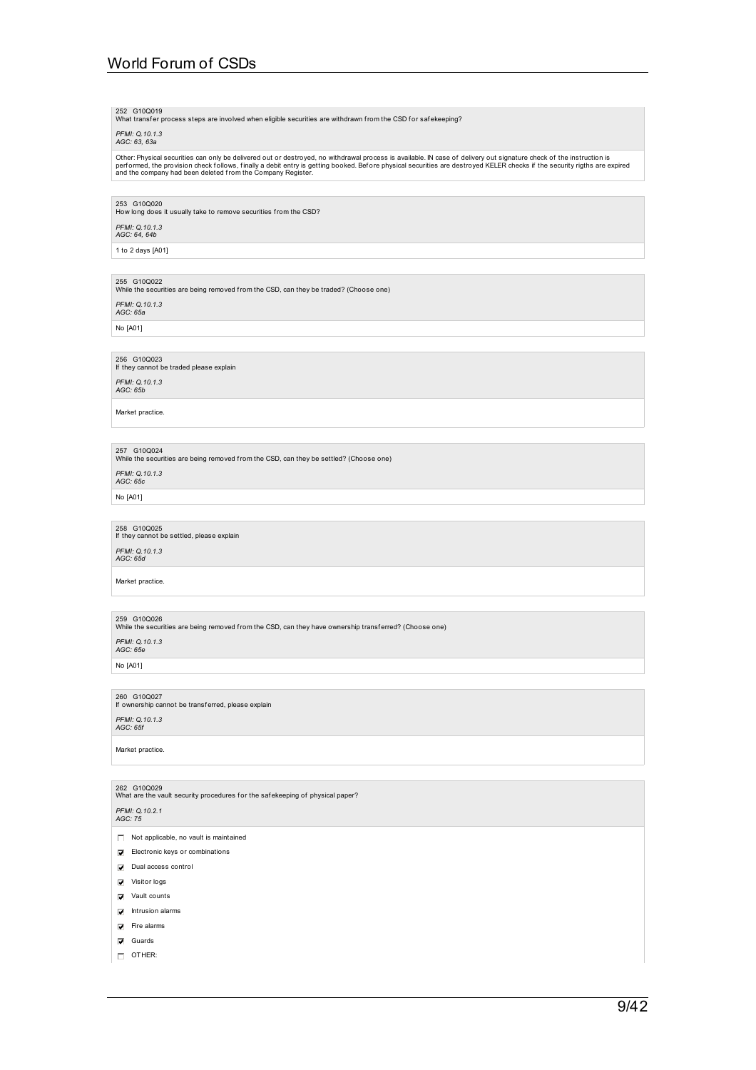252 G10Q019
What transfer process steps are involved when eligible securities are withdrawn from the CSD for safekeeping?

*PFMI: Q.10.1.3*
*AGC: 63, 63a*

Other: Physical securities can only be delivered out or destroyed, no withdrawal process is available. IN case of delivery out signature check of the instruction is performed, the provision check follows, finally a debit entry is getting booked. Before physical securities are destroyed KELER checks if the security rigths are expired and the company had been deleted from the Company Register.

253 G10Q020
How long does it usually take to remove securities from the CSD?

*PFMI: Q.10.1.3*
*AGC: 64, 64b*

1 to 2 days [A01]

255 G10Q022
While the securities are being removed from the CSD, can they be traded? (Choose one)

*PFMI: Q.10.1.3*
*AGC: 65a*

No [A01]

256 G10Q023
If they cannot be traded please explain

*PFMI: Q.10.1.3*
*AGC: 65b*

Market practice.

257 G10Q024
While the securities are being removed from the CSD, can they be settled? (Choose one)

*PFMI: Q.10.1.3*
*AGC: 65c*

No [A01]

258 G10Q025
If they cannot be settled, please explain

*PFMI: Q.10.1.3*
*AGC: 65d*

Market practice.

259 G10Q026
While the securities are being removed from the CSD, can they have ownership transferred? (Choose one)

*PFMI: Q.10.1.3*
*AGC: 65e*

No [A01]

260 G10Q027
If ownership cannot be transferred, please explain

*PFMI: Q.10.1.3*
*AGC: 65f*

Market practice.

262 G10Q029
What are the vault security procedures for the safekeeping of physical paper?

*PFMI: Q.10.2.1*
*AGC: 75*

- [ ] Not applicable, no vault is maintained
- [x] Electronic keys or combinations
- [x] Dual access control
- [x] Visitor logs
- [x] Vault counts
- [x] Intrusion alarms
- [x] Fire alarms
- [x] Guards
- [ ] OTHER: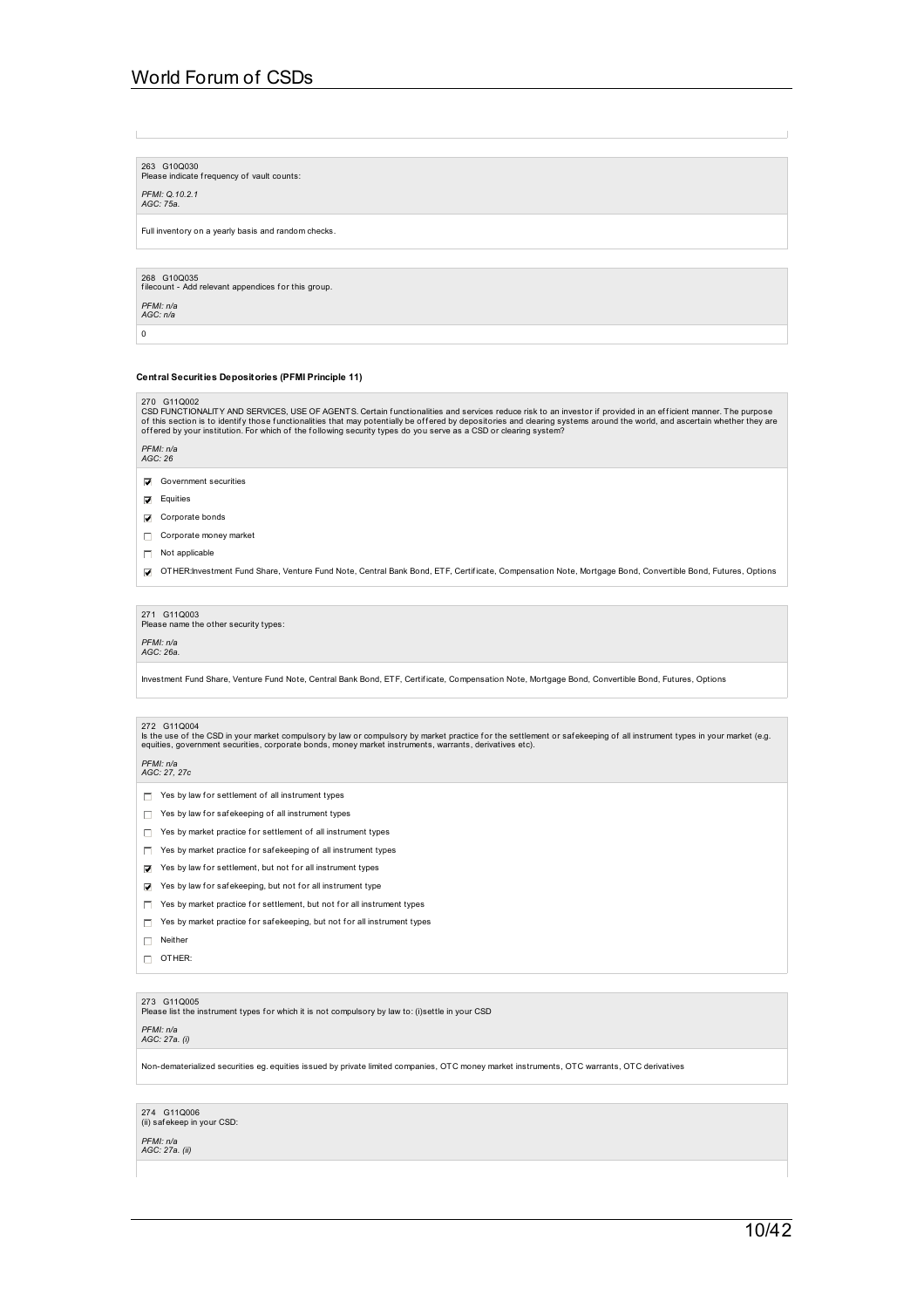263 G10Q030
Please indicate frequency of vault counts:

*PFMI: Q.10.2.1*
*AGC: 75a.*

Full inventory on a yearly basis and random checks.

268 G10Q035
filecount - Add relevant appendices for this group.

*PFMI: n/a*
*AGC: n/a*

0

**Central Securities Depositories (PFMI Principle 11)**

270 G11Q002
CSD FUNCTIONALITY AND SERVICES, USE OF AGENTS. Certain functionalities and services reduce risk to an investor if provided in an efficient manner. The purpose of this section is to identify those functionalities that may potentially be offered by depositories and clearing systems around the world, and ascertain whether they are offered by your institution. For which of the following security types do you serve as a CSD or clearing system?

*PFMI: n/a*
*AGC: 26*

- [x] Government securities
- [x] Equities
- [x] Corporate bonds
- [ ] Corporate money market
- [ ] Not applicable
- [x] OTHER:Investment Fund Share, Venture Fund Note, Central Bank Bond, ETF, Certificate, Compensation Note, Mortgage Bond, Convertible Bond, Futures, Options

271 G11Q003
Please name the other security types:

*PFMI: n/a*
*AGC: 26a.*

Investment Fund Share, Venture Fund Note, Central Bank Bond, ETF, Certificate, Compensation Note, Mortgage Bond, Convertible Bond, Futures, Options

272 G11Q004
Is the use of the CSD in your market compulsory by law or compulsory by market practice for the settlement or safekeeping of all instrument types in your market (e.g. equities, government securities, corporate bonds, money market instruments, warrants, derivatives etc).

*PFMI: n/a*
*AGC: 27, 27c*

- [ ] Yes by law for settlement of all instrument types
- [ ] Yes by law for safekeeping of all instrument types
- [ ] Yes by market practice for settlement of all instrument types
- [ ] Yes by market practice for safekeeping of all instrument types
- [x] Yes by law for settlement, but not for all instrument types
- [x] Yes by law for safekeeping, but not for all instrument type
- [ ] Yes by market practice for settlement, but not for all instrument types
- [ ] Yes by market practice for safekeeping, but not for all instrument types
- [ ] Neither
- [ ] OTHER:

273 G11Q005
Please list the instrument types for which it is not compulsory by law to: (i)settle in your CSD

*PFMI: n/a*
*AGC: 27a. (i)*

Non-dematerialized securities eg. equities issued by private limited companies, OTC money market instruments, OTC warrants, OTC derivatives

274 G11Q006
(ii) safekeep in your CSD:

*PFMI: n/a*
*AGC: 27a. (ii)*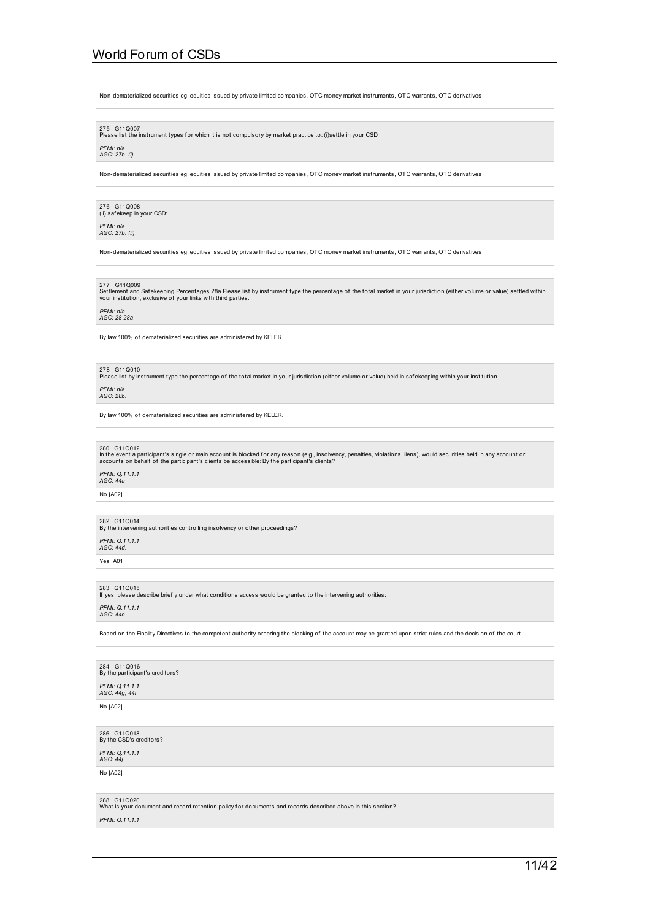Non-dematerialized securities eg. equities issued by private limited companies, OTC money market instruments, OTC warrants, OTC derivatives

275 G11Q007
Please list the instrument types for which it is not compulsory by market practice to: (i)settle in your CSD

*PFMI: n/a*
*AGC: 27b. (i)*

Non-dematerialized securities eg. equities issued by private limited companies, OTC money market instruments, OTC warrants, OTC derivatives

276 G11Q008
(ii) safekeep in your CSD:

*PFMI: n/a*
*AGC: 27b. (ii)*

Non-dematerialized securities eg. equities issued by private limited companies, OTC money market instruments, OTC warrants, OTC derivatives

277 G11Q009
Settlement and Safekeeping Percentages 28a Please list by instrument type the percentage of the total market in your jurisdiction (either volume or value) settled within your institution, exclusive of your links with third parties.

*PFMI: n/a*
*AGC: 28 28a*

By law 100% of dematerialized securities are administered by KELER.

278 G11Q010
Please list by instrument type the percentage of the total market in your jurisdiction (either volume or value) held in safekeeping within your institution.

*PFMI: n/a*
*AGC: 28b.*

By law 100% of dematerialized securities are administered by KELER.

280 G11Q012
In the event a participant's single or main account is blocked for any reason (e.g., insolvency, penalties, violations, liens), would securities held in any account or accounts on behalf of the participant's clients be accessible: By the participant's clients?

*PFMI: Q.11.1.1*
*AGC: 44a*

No [A02]

282 G11Q014
By the intervening authorities controlling insolvency or other proceedings?

*PFMI: Q.11.1.1*
*AGC: 44d.*

Yes [A01]

283 G11Q015
If yes, please describe briefly under what conditions access would be granted to the intervening authorities:

*PFMI: Q.11.1.1*
*AGC: 44e.*

Based on the Finality Directives to the competent authority ordering the blocking of the account may be granted upon strict rules and the decision of the court.

284 G11Q016
By the participant's creditors?

*PFMI: Q.11.1.1*
*AGC: 44g, 44i*

No [A02]

286 G11Q018
By the CSD's creditors?

*PFMI: Q.11.1.1*
*AGC: 44j.*

No [A02]

288 G11Q020
What is your document and record retention policy for documents and records described above in this section?

*PFMI: Q.11.1.1*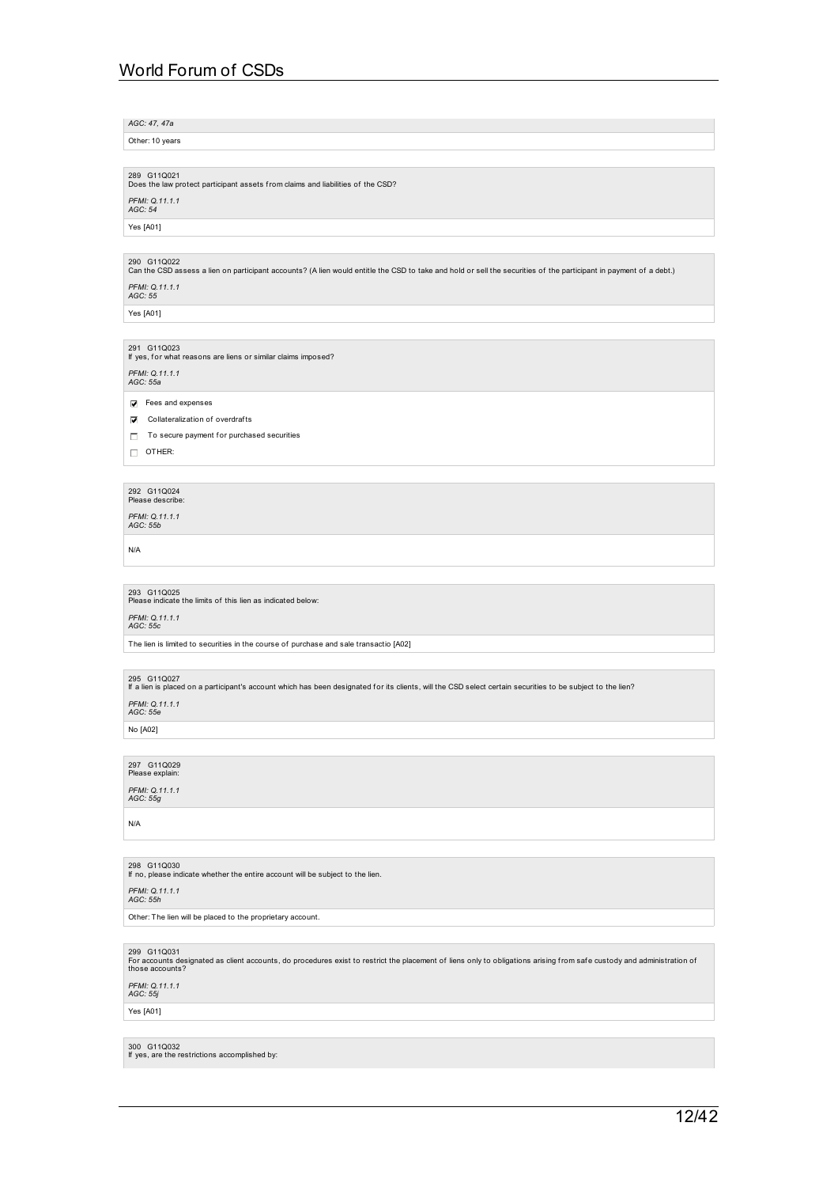AGC: 47, 47a

Other: 10 years

289 G11Q021
Does the law protect participant assets from claims and liabilities of the CSD?

*PFMI: Q.11.1.1*
*AGC: 54*

Yes [A01]

290 G11Q022
Can the CSD assess a lien on participant accounts? (A lien would entitle the CSD to take and hold or sell the securities of the participant in payment of a debt.)

*PFMI: Q.11.1.1*
*AGC: 55*

Yes [A01]

291 G11Q023
If yes, for what reasons are liens or similar claims imposed?

*PFMI: Q.11.1.1*
*AGC: 55a*

- [x] Fees and expenses
- [x] Collateralization of overdrafts
- [ ] To secure payment for purchased securities
- [ ] OTHER:

292 G11Q024
Please describe:

*PFMI: Q.11.1.1*
*AGC: 55b*

N/A

293 G11Q025
Please indicate the limits of this lien as indicated below:

*PFMI: Q.11.1.1*
*AGC: 55c*

The lien is limited to securities in the course of purchase and sale transactio [A02]

295 G11Q027
If a lien is placed on a participant's account which has been designated for its clients, will the CSD select certain securities to be subject to the lien?

*PFMI: Q.11.1.1*
*AGC: 55e*

No [A02]

297 G11Q029
Please explain:

*PFMI: Q.11.1.1*
*AGC: 55g*

N/A

298 G11Q030
If no, please indicate whether the entire account will be subject to the lien.

*PFMI: Q.11.1.1*
*AGC: 55h*

Other: The lien will be placed to the proprietary account.

299 G11Q031
For accounts designated as client accounts, do procedures exist to restrict the placement of liens only to obligations arising from safe custody and administration of those accounts?

*PFMI: Q.11.1.1*
*AGC: 55j*

Yes [A01]

300 G11Q032
If yes, are the restrictions accomplished by: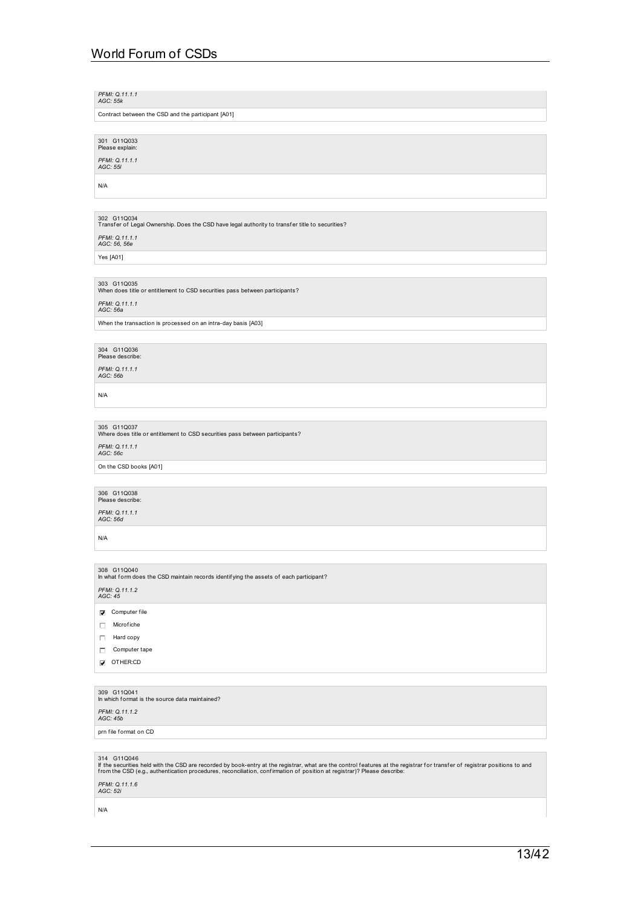*PFMI: Q.11.1.1*
*AGC: 55k*

Contract between the CSD and the participant [A01]

301 G11Q033
Please explain:

*PFMI: Q.11.1.1*
*AGC: 55l*

N/A

302 G11Q034
Transfer of Legal Ownership. Does the CSD have legal authority to transfer title to securities?

*PFMI: Q.11.1.1*
*AGC: 56, 56e*

Yes [A01]

303 G11Q035
When does title or entitlement to CSD securities pass between participants?

*PFMI: Q.11.1.1*
*AGC: 56a*

When the transaction is processed on an intra-day basis [A03]

304 G11Q036
Please describe:

*PFMI: Q.11.1.1*
*AGC: 56b*

N/A

305 G11Q037
Where does title or entitlement to CSD securities pass between participants?

*PFMI: Q.11.1.1*
*AGC: 56c*

On the CSD books [A01]

306 G11Q038
Please describe:

*PFMI: Q.11.1.1*
*AGC: 56d*

N/A

308 G11Q040
In what form does the CSD maintain records identifying the assets of each participant?

*PFMI: Q.11.1.2*
*AGC: 45*

- [x] Computer file
- [ ] Microfiche
- [ ] Hard copy
- [ ] Computer tape
- [x] OTHER:CD

309 G11Q041
In which format is the source data maintained?

*PFMI: Q.11.1.2*
*AGC: 45b*

prn file format on CD

314 G11Q046
If the securities held with the CSD are recorded by book-entry at the registrar, what are the control features at the registrar for transfer of registrar positions to and from the CSD (e.g., authentication procedures, reconciliation, confirmation of position at registrar)? Please describe:

*PFMI: Q.11.1.6*
*AGC: 52i*

N/A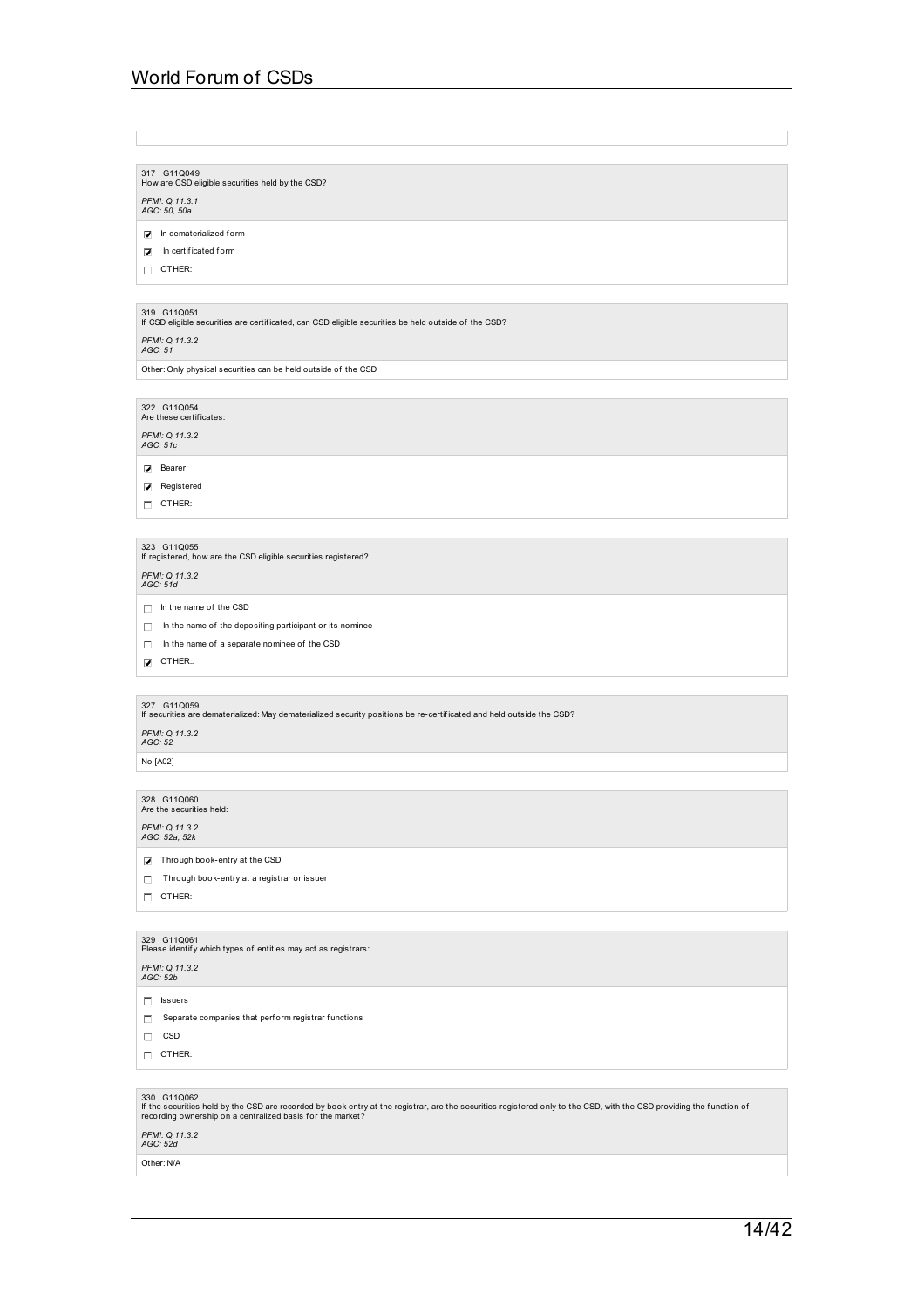317 G11Q049
How are CSD eligible securities held by the CSD?

*PFMI: Q.11.3.1*
*AGC: 50, 50a*

- [x] In dematerialized form
- [x] In certificated form
- [ ] OTHER:

319 G11Q051
If CSD eligible securities are certificated, can CSD eligible securities be held outside of the CSD?

*PFMI: Q.11.3.2*
*AGC: 51*

Other: Only physical securities can be held outside of the CSD

322 G11Q054
Are these certificates:

*PFMI: Q.11.3.2*
*AGC: 51c*

- [x] Bearer
- [x] Registered
- [ ] OTHER:

323 G11Q055
If registered, how are the CSD eligible securities registered?

*PFMI: Q.11.3.2*
*AGC: 51d*

- [ ] In the name of the CSD
- [ ] In the name of the depositing participant or its nominee
- [ ] In the name of a separate nominee of the CSD
- [x] OTHER:.

327 G11Q059
If securities are dematerialized: May dematerialized security positions be re-certificated and held outside the CSD?

*PFMI: Q.11.3.2*
*AGC: 52*

No [A02]

328 G11Q060
Are the securities held:

*PFMI: Q.11.3.2*
*AGC: 52a, 52k*

- [x] Through book-entry at the CSD
- [ ] Through book-entry at a registrar or issuer
- [ ] OTHER:

329 G11Q061
Please identify which types of entities may act as registrars:

*PFMI: Q.11.3.2*
*AGC: 52b*

- [ ] Issuers
- [ ] Separate companies that perform registrar functions
- [ ] CSD
- [ ] OTHER:

330 G11Q062
If the securities held by the CSD are recorded by book entry at the registrar, are the securities registered only to the CSD, with the CSD providing the function of recording ownership on a centralized basis for the market?

*PFMI: Q.11.3.2*
*AGC: 52d*

Other: N/A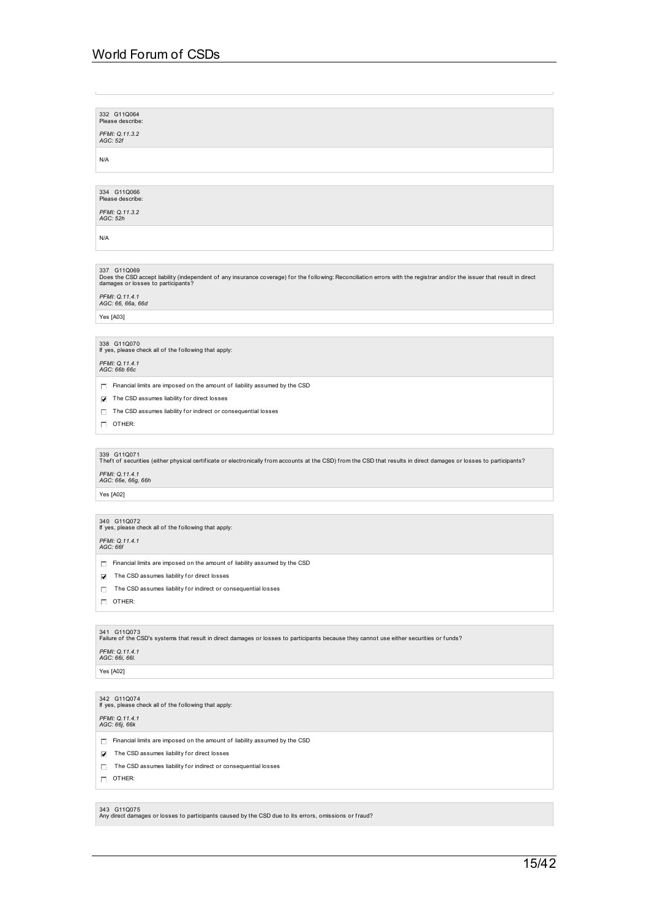332 G11Q064
Please describe:

*PFMI: Q.11.3.2*
*AGC: 52f*

N/A

334 G11Q066
Please describe:

*PFMI: Q.11.3.2*
*AGC: 52h*

N/A

337 G11Q069
Does the CSD accept liability (independent of any insurance coverage) for the following: Reconciliation errors with the registrar and/or the issuer that result in direct damages or losses to participants?

*PFMI: Q.11.4.1*
*AGC: 66, 66a, 66d*

Yes [A03]

338 G11Q070
If yes, please check all of the following that apply:

*PFMI: Q.11.4.1*
*AGC: 66b 66c*

- [ ] Financial limits are imposed on the amount of liability assumed by the CSD
- [x] The CSD assumes liability for direct losses
- [ ] The CSD assumes liability for indirect or consequential losses
- [ ] OTHER:

339 G11Q071
Theft of securities (either physical certificate or electronically from accounts at the CSD) from the CSD that results in direct damages or losses to participants?

*PFMI: Q.11.4.1*
*AGC: 66e, 66g, 66h*

Yes [A02]

340 G11Q072
If yes, please check all of the following that apply:

*PFMI: Q.11.4.1*
*AGC: 66f*

- [ ] Financial limits are imposed on the amount of liability assumed by the CSD
- [x] The CSD assumes liability for direct losses
- [ ] The CSD assumes liability for indirect or consequential losses
- [ ] OTHER:

341 G11Q073
Failure of the CSD's systems that result in direct damages or losses to participants because they cannot use either securities or funds?

*PFMI: Q.11.4.1*
*AGC: 66i, 66l.*

Yes [A02]

342 G11Q074
If yes, please check all of the following that apply:

*PFMI: Q.11.4.1*
*AGC: 66j, 66k*

- [ ] Financial limits are imposed on the amount of liability assumed by the CSD
- [x] The CSD assumes liability for direct losses
- [ ] The CSD assumes liability for indirect or consequential losses
- [ ] OTHER:

343 G11Q075
Any direct damages or losses to participants caused by the CSD due to its errors, omissions or fraud?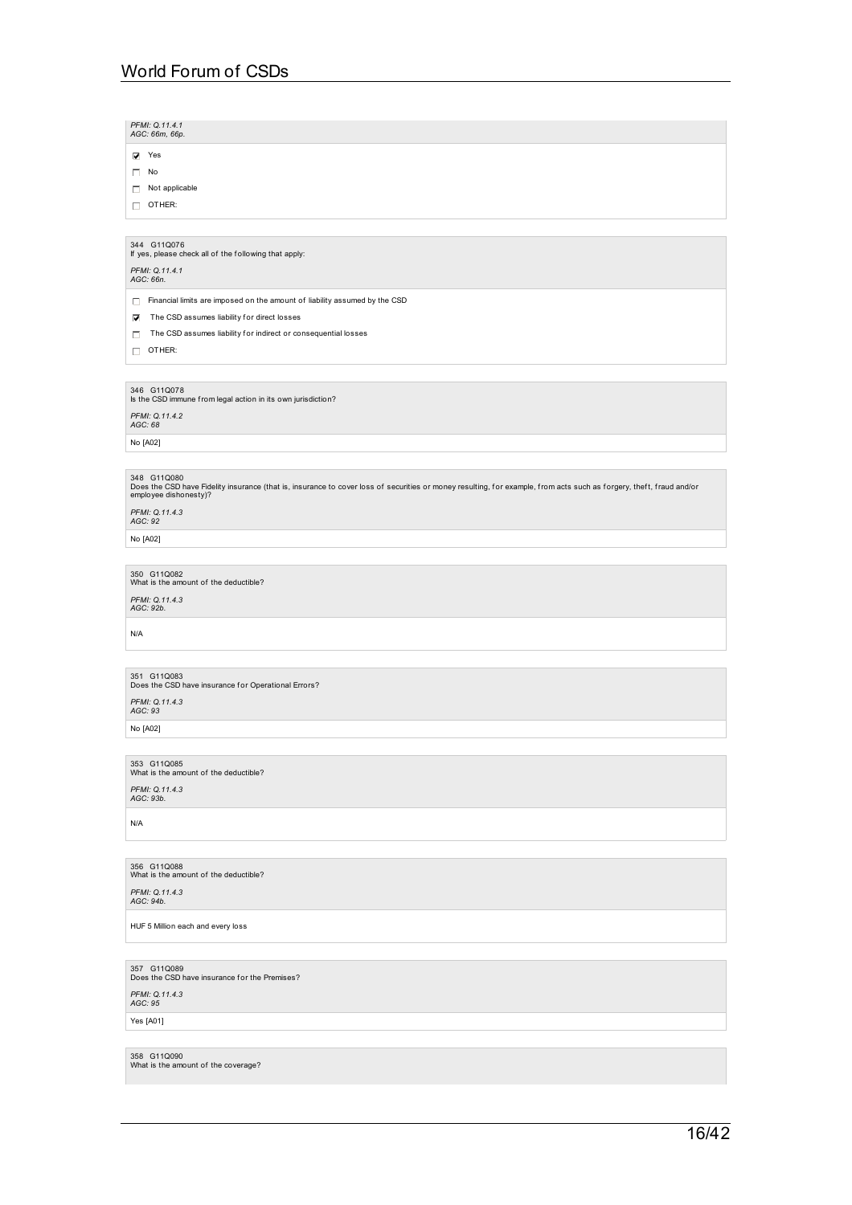*PFMI: Q.11.4.1*
*AGC: 66m, 66p.*

- [x] Yes
- [ ] No
- [ ] Not applicable
- [ ] OTHER:

344 G11Q076
If yes, please check all of the following that apply:

*PFMI: Q.11.4.1*
*AGC: 66n.*

- [ ] Financial limits are imposed on the amount of liability assumed by the CSD
- [x] The CSD assumes liability for direct losses
- [ ] The CSD assumes liability for indirect or consequential losses
- [ ] OTHER:

346 G11Q078
Is the CSD immune from legal action in its own jurisdiction?

*PFMI: Q.11.4.2*
*AGC: 68*

No [A02]

348 G11Q080
Does the CSD have Fidelity insurance (that is, insurance to cover loss of securities or money resulting, for example, from acts such as forgery, theft, fraud and/or employee dishonesty)?

*PFMI: Q.11.4.3*
*AGC: 92*

No [A02]

350 G11Q082
What is the amount of the deductible?

*PFMI: Q.11.4.3*
*AGC: 92b.*

N/A

351 G11Q083
Does the CSD have insurance for Operational Errors?

*PFMI: Q.11.4.3*
*AGC: 93*

No [A02]

353 G11Q085
What is the amount of the deductible?

*PFMI: Q.11.4.3*
*AGC: 93b.*

N/A

356 G11Q088
What is the amount of the deductible?

*PFMI: Q.11.4.3*
*AGC: 94b.*

HUF 5 Million each and every loss

357 G11Q089
Does the CSD have insurance for the Premises?

*PFMI: Q.11.4.3*
*AGC: 95*

Yes [A01]

358 G11Q090
What is the amount of the coverage?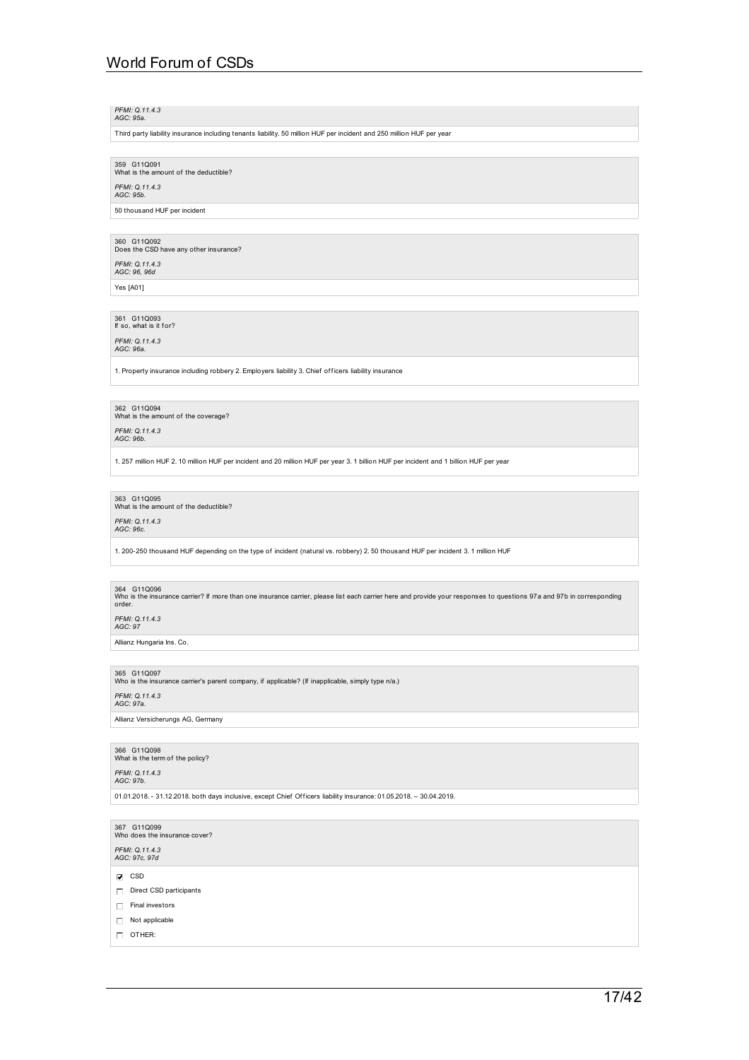*PFMI: Q.11.4.3*
*AGC: 95a.*

Third party liability insurance including tenants liability. 50 million HUF per incident and 250 million HUF per year

359 G11Q091
What is the amount of the deductible?

*PFMI: Q.11.4.3*
*AGC: 95b.*

50 thousand HUF per incident

360 G11Q092
Does the CSD have any other insurance?

*PFMI: Q.11.4.3*
*AGC: 96, 96d*

Yes [A01]

361 G11Q093
If so, what is it for?

*PFMI: Q.11.4.3*
*AGC: 96a.*

1. Property insurance including robbery 2. Employers liability 3. Chief officers liability insurance

362 G11Q094
What is the amount of the coverage?

*PFMI: Q.11.4.3*
*AGC: 96b.*

1. 257 million HUF 2. 10 million HUF per incident and 20 million HUF per year 3. 1 billion HUF per incident and 1 billion HUF per year

363 G11Q095
What is the amount of the deductible?

*PFMI: Q.11.4.3*
*AGC: 96c.*

1. 200-250 thousand HUF depending on the type of incident (natural vs. robbery) 2. 50 thousand HUF per incident 3. 1 million HUF

364 G11Q096
Who is the insurance carrier? If more than one insurance carrier, please list each carrier here and provide your responses to questions 97a and 97b in corresponding order.

*PFMI: Q.11.4.3*
*AGC: 97*

Allianz Hungaria Ins. Co.

365 G11Q097
Who is the insurance carrier's parent company, if applicable? (If inapplicable, simply type n/a.)

*PFMI: Q.11.4.3*
*AGC: 97a.*

Allianz Versicherungs AG, Germany

366 G11Q098
What is the term of the policy?

*PFMI: Q.11.4.3*
*AGC: 97b.*

01.01.2018. - 31.12.2018. both days inclusive, except Chief Officers liability insurance: 01.05.2018. – 30.04.2019.

367 G11Q099
Who does the insurance cover?

*PFMI: Q.11.4.3*
*AGC: 97c, 97d*

- [x] CSD
- [ ] Direct CSD participants
- [ ] Final investors
- [ ] Not applicable
- [ ] OTHER: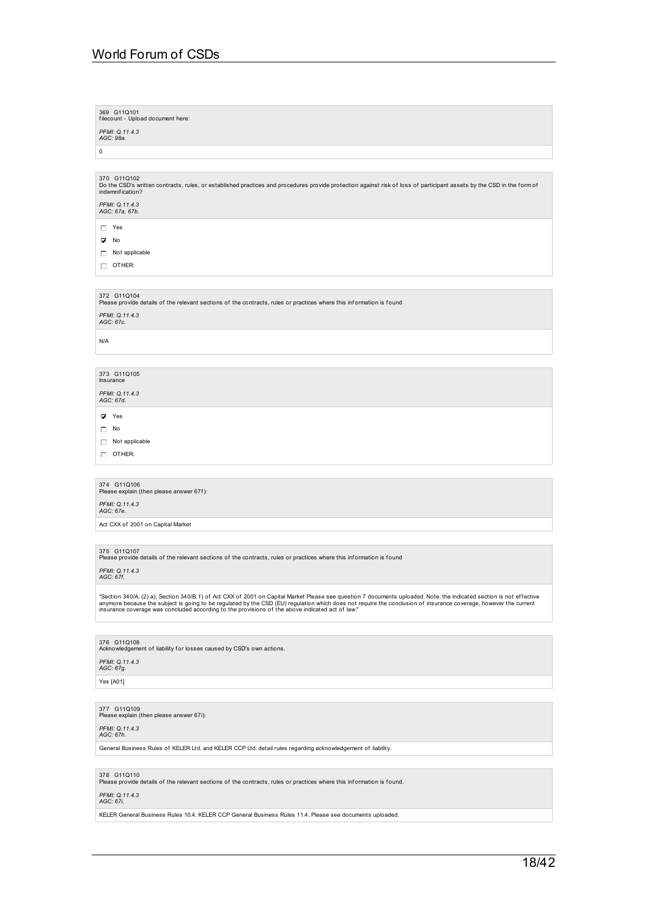369 G11Q101
filecount - Upload document here:

*PFMI: Q.11.4.3*
*AGC: 98a.*

0

370 G11Q102
Do the CSD's written contracts, rules, or established practices and procedures provide protection against risk of loss of participant assets by the CSD in the form of indemnification?

*PFMI: Q.11.4.3*
*AGC: 67a, 67b.*

- [ ] Yes
- [x] No
- [ ] Not applicable
- [ ] OTHER:

372 G11Q104
Please provide details of the relevant sections of the contracts, rules or practices where this information is found

*PFMI: Q.11.4.3*
*AGC: 67c.*

N/A

373 G11Q105
Insurance

*PFMI: Q.11.4.3*
*AGC: 67d.*

- [x] Yes
- [ ] No
- [ ] Not applicable
- [ ] OTHER:

374 G11Q106
Please explain (then please answer 67f):

*PFMI: Q.11.4.3*
*AGC: 67e.*

Act CXX of 2001 on Capital Market

375 G11Q107
Please provide details of the relevant sections of the contracts, rules or practices where this information is found

*PFMI: Q.11.4.3*
*AGC: 67f.*

"Section 340/A. (2) a); Section 340/B. f) of Act CXX of 2001 on Capital Market Please see question 7 documents uploaded. Note: the indicated section is not effective anymore because the subject is going to be regulated by the CSD (EU) regulation which does not require the conclusion of insurance coverage, however the current insurance coverage was concluded according to the provisions of the above indicated act of law."

376 G11Q108
Acknowledgement of liability for losses caused by CSD's own actions.

*PFMI: Q.11.4.3*
*AGC: 67g.*

Yes [A01]

377 G11Q109
Please explain (then please answer 67i):

*PFMI: Q.11.4.3*
*AGC: 67h.*

General Business Rules of KELER Ltd. and KELER CCP Ltd. detail rules regarding acknowledgement of liability.

378 G11Q110
Please provide details of the relevant sections of the contracts, rules or practices where this information is found.

*PFMI: Q.11.4.3*
*AGC: 67i.*

KELER General Business Rules 10.4. KELER CCP General Business Rules 11.4. Please see documents uploaded.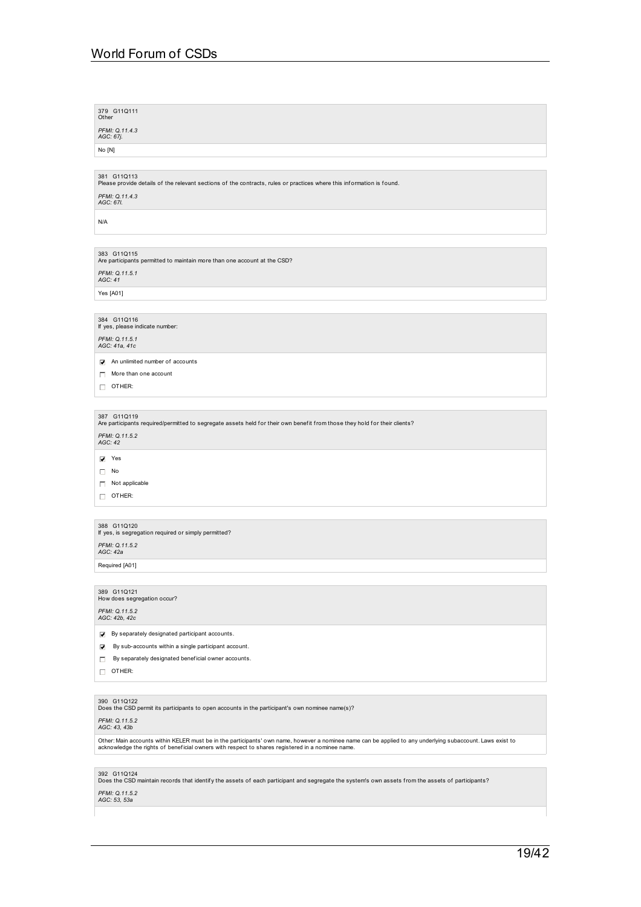379 G11Q111
Other

*PFMI: Q.11.4.3*
*AGC: 67j.*

No [N]

381 G11Q113
Please provide details of the relevant sections of the contracts, rules or practices where this information is found.

*PFMI: Q.11.4.3*
*AGC: 67l.*

N/A

383 G11Q115
Are participants permitted to maintain more than one account at the CSD?

*PFMI: Q.11.5.1*
*AGC: 41*

Yes [A01]

384 G11Q116
If yes, please indicate number:

*PFMI: Q.11.5.1*
*AGC: 41a, 41c*

- [x] An unlimited number of accounts
- [ ] More than one account
- [ ] OTHER:

387 G11Q119
Are participants required/permitted to segregate assets held for their own benefit from those they hold for their clients?

*PFMI: Q.11.5.2*
*AGC: 42*

- [x] Yes
- [ ] No
- [ ] Not applicable
- [ ] OTHER:

388 G11Q120
If yes, is segregation required or simply permitted?

*PFMI: Q.11.5.2*
*AGC: 42a*

Required [A01]

389 G11Q121
How does segregation occur?

*PFMI: Q.11.5.2*
*AGC: 42b, 42c*

- [x] By separately designated participant accounts.
- [x] By sub-accounts within a single participant account.
- [ ] By separately designated beneficial owner accounts.
- [ ] OTHER:

390 G11Q122
Does the CSD permit its participants to open accounts in the participant's own nominee name(s)?

*PFMI: Q.11.5.2*
*AGC: 43, 43b*

Other: Main accounts within KELER must be in the participants' own name, however a nominee name can be applied to any underlying subaccount. Laws exist to acknowledge the rights of beneficial owners with respect to shares registered in a nominee name.

392 G11Q124
Does the CSD maintain records that identify the assets of each participant and segregate the system's own assets from the assets of participants?

*PFMI: Q.11.5.2*
*AGC: 53, 53a*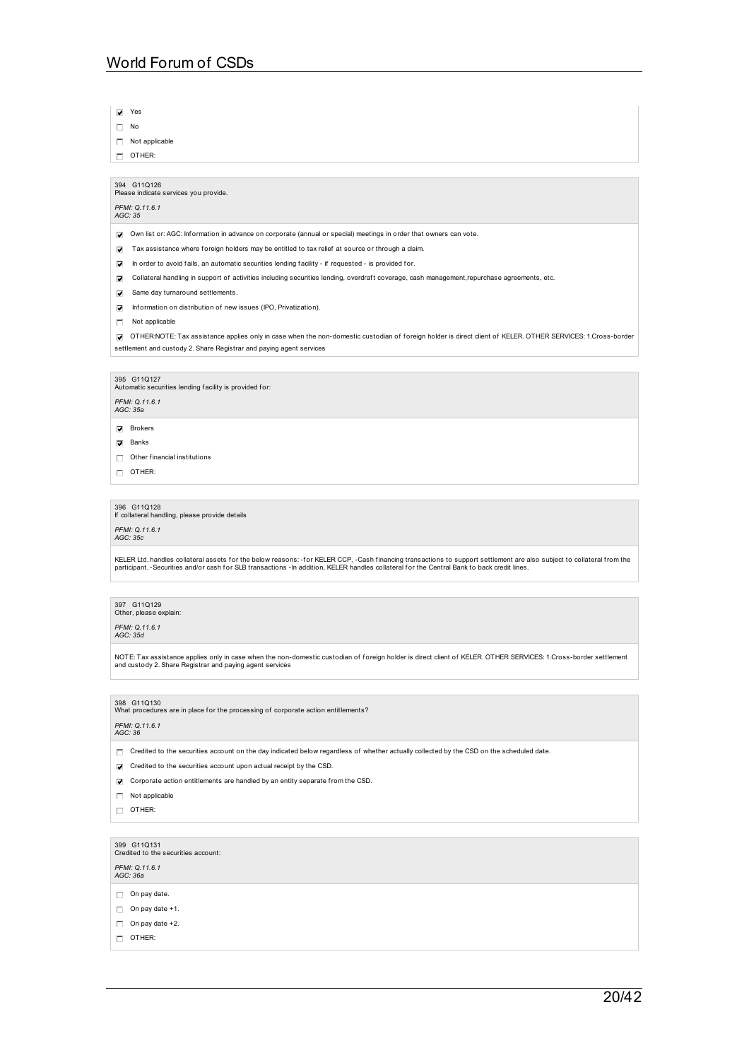- [x] Yes
- [ ] No
- [ ] Not applicable
- [ ] OTHER:

394 G11Q126
Please indicate services you provide.

*PFMI: Q.11.6.1*
*AGC: 35*

- [x] Own list or: AGC: Information in advance on corporate (annual or special) meetings in order that owners can vote.
- [x] Tax assistance where foreign holders may be entitled to tax relief at source or through a claim.
- [x] In order to avoid fails, an automatic securities lending facility - if requested - is provided for.
- [x] Collateral handling in support of activities including securities lending, overdraft coverage, cash management,repurchase agreements, etc.
- [x] Same day turnaround settlements.
- [x] Information on distribution of new issues (IPO, Privatization).
- [ ] Not applicable
- [x] OTHER:NOTE: Tax assistance applies only in case when the non-domestic custodian of foreign holder is direct client of KELER. OTHER SERVICES: 1.Cross-border settlement and custody 2. Share Registrar and paying agent services

395 G11Q127
Automatic securities lending facility is provided for:

*PFMI: Q.11.6.1*
*AGC: 35a*

- [x] Brokers
- [x] Banks
- [ ] Other financial institutions
- [ ] OTHER:

396 G11Q128
If collateral handling, please provide details

*PFMI: Q.11.6.1*
*AGC: 35c*

KELER Ltd. handles collateral assets for the below reasons: -for KELER CCP, -Cash financing transactions to support settlement are also subject to collateral from the participant. -Securities and/or cash for SLB transactions -In addition, KELER handles collateral for the Central Bank to back credit lines.

397 G11Q129
Other, please explain:

*PFMI: Q.11.6.1*
*AGC: 35d*

NOTE: Tax assistance applies only in case when the non-domestic custodian of foreign holder is direct client of KELER. OTHER SERVICES: 1.Cross-border settlement and custody 2. Share Registrar and paying agent services

398 G11Q130
What procedures are in place for the processing of corporate action entitlements?

*PFMI: Q.11.6.1*
*AGC: 36*

- [ ] Credited to the securities account on the day indicated below regardless of whether actually collected by the CSD on the scheduled date.
- [x] Credited to the securities account upon actual receipt by the CSD.
- [x] Corporate action entitlements are handled by an entity separate from the CSD.
- [ ] Not applicable
- [ ] OTHER:

399 G11Q131
Credited to the securities account:

*PFMI: Q.11.6.1*
*AGC: 36a*

- [ ] On pay date.
- [ ] On pay date +1.
- [ ] On pay date +2.
- [ ] OTHER: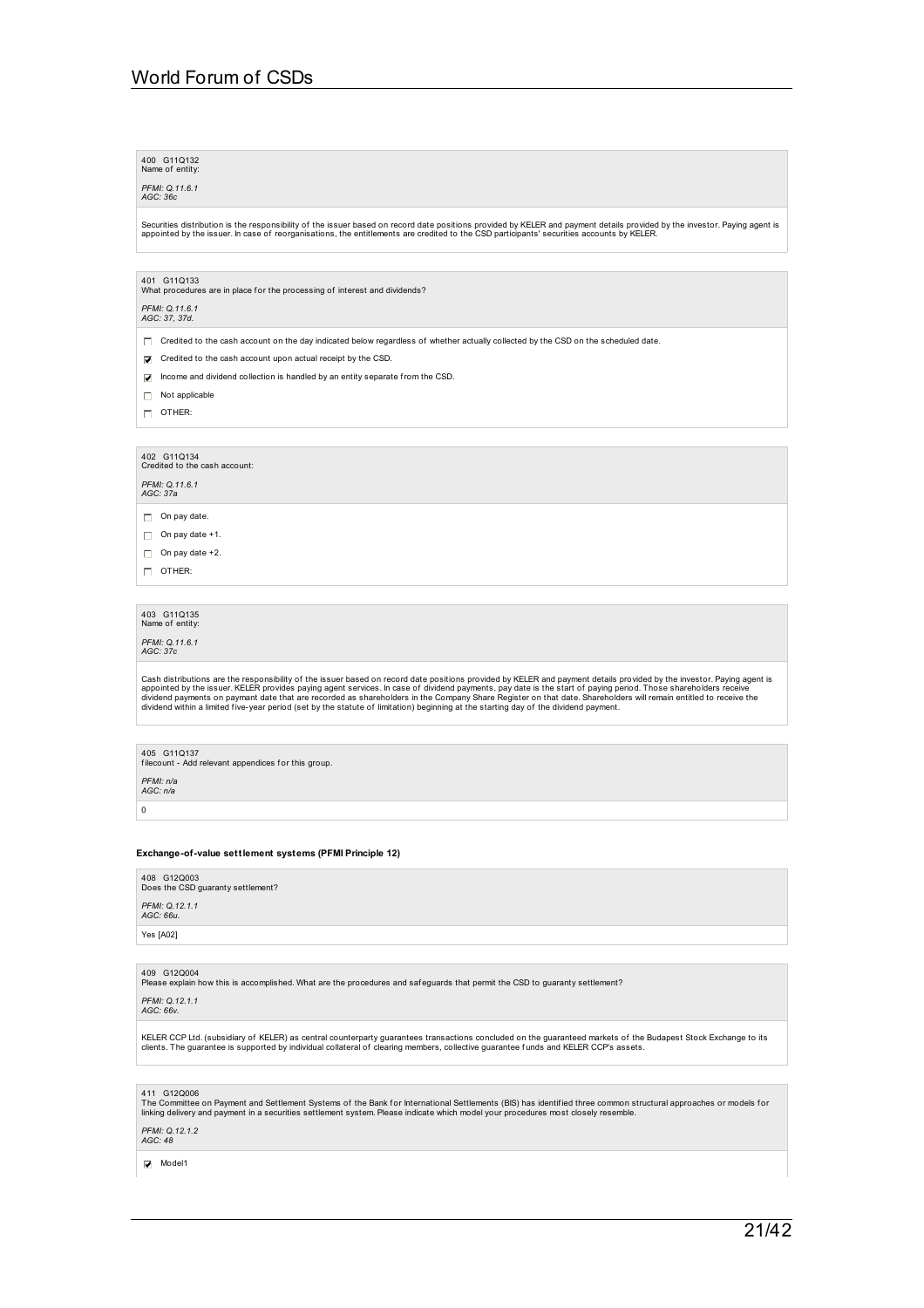400 G11Q132
Name of entity:

*PFMI: Q.11.6.1*
*AGC: 36c*

Securities distribution is the responsibility of the issuer based on record date positions provided by KELER and payment details provided by the investor. Paying agent is appointed by the issuer. In case of reorganisations, the entitlements are credited to the CSD participants' securities accounts by KELER.

401 G11Q133
What procedures are in place for the processing of interest and dividends?

*PFMI: Q.11.6.1*
*AGC: 37, 37d.*

- [ ] Credited to the cash account on the day indicated below regardless of whether actually collected by the CSD on the scheduled date.
- [x] Credited to the cash account upon actual receipt by the CSD.
- [x] Income and dividend collection is handled by an entity separate from the CSD.
- [ ] Not applicable
- [ ] OTHER:

402 G11Q134
Credited to the cash account:

*PFMI: Q.11.6.1*
*AGC: 37a*

- [ ] On pay date.
- [ ] On pay date +1.
- [ ] On pay date +2.
- [ ] OTHER:

403 G11Q135
Name of entity:

*PFMI: Q.11.6.1*
*AGC: 37c*

Cash distributions are the responsibility of the issuer based on record date positions provided by KELER and payment details provided by the investor. Paying agent is appointed by the issuer. KELER provides paying agent services. In case of dividend payments, pay date is the start of paying period. Those shareholders receive dividend payments on paymant date that are recorded as shareholders in the Company Share Register on that date. Shareholders will remain entitled to receive the dividend within a limited five-year period (set by the statute of limitation) beginning at the starting day of the dividend payment.

405 G11Q137
filecount - Add relevant appendices for this group.

*PFMI: n/a*
*AGC: n/a*

0

**Exchange-of-value settlement systems (PFMI Principle 12)**

408 G12Q003
Does the CSD guaranty settlement?

*PFMI: Q.12.1.1*
*AGC: 66u.*

Yes [A02]

409 G12Q004
Please explain how this is accomplished. What are the procedures and safeguards that permit the CSD to guaranty settlement?

*PFMI: Q.12.1.1*
*AGC: 66v.*

KELER CCP Ltd. (subsidiary of KELER) as central counterparty guarantees transactions concluded on the guaranteed markets of the Budapest Stock Exchange to its clients. The guarantee is supported by individual collateral of clearing members, collective guarantee funds and KELER CCP's assets.

411 G12Q006
The Committee on Payment and Settlement Systems of the Bank for International Settlements (BIS) has identified three common structural approaches or models for linking delivery and payment in a securities settlement system. Please indicate which model your procedures most closely resemble.

*PFMI: Q.12.1.2*
*AGC: 48*

- [x] Model1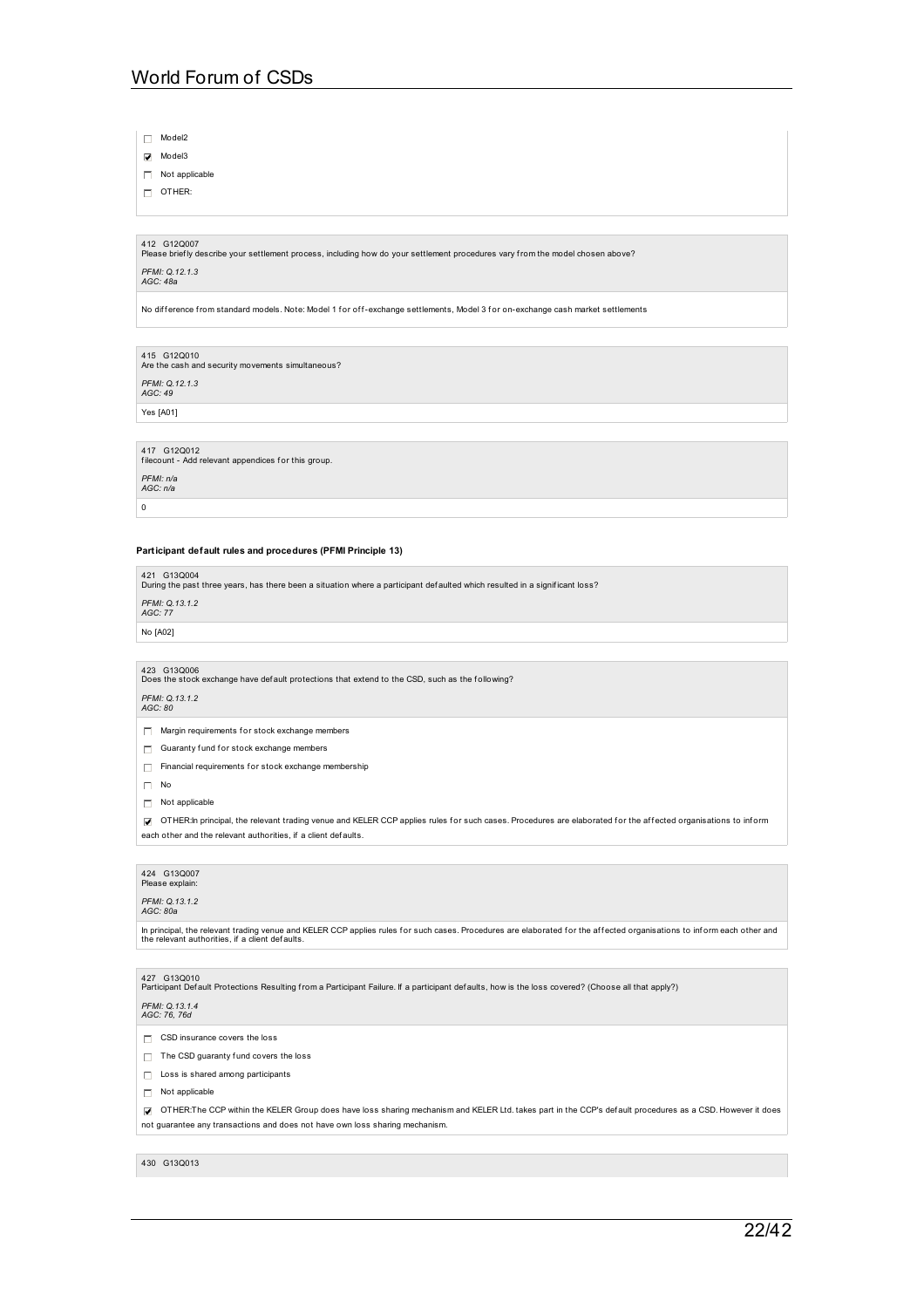- [ ] Model2
- [x] Model3
- [ ] Not applicable
- [ ] OTHER:

412 G12Q007
Please briefly describe your settlement process, including how do your settlement procedures vary from the model chosen above?

*PFMI: Q.12.1.3*
*AGC: 48a*

No difference from standard models. Note: Model 1 for off-exchange settlements, Model 3 for on-exchange cash market settlements

415 G12Q010
Are the cash and security movements simultaneous?

*PFMI: Q.12.1.3*
*AGC: 49*

Yes [A01]

417 G12Q012
filecount - Add relevant appendices for this group.

*PFMI: n/a*
*AGC: n/a*

0

**Participant default rules and procedures (PFMI Principle 13)**

421 G13Q004
During the past three years, has there been a situation where a participant defaulted which resulted in a significant loss?

*PFMI: Q.13.1.2*
*AGC: 77*

No [A02]

423 G13Q006
Does the stock exchange have default protections that extend to the CSD, such as the following?

*PFMI: Q.13.1.2*
*AGC: 80*

- [ ] Margin requirements for stock exchange members
- [ ] Guaranty fund for stock exchange members
- [ ] Financial requirements for stock exchange membership
- [ ] No
- [ ] Not applicable
- [x] OTHER:In principal, the relevant trading venue and KELER CCP applies rules for such cases. Procedures are elaborated for the affected organisations to inform each other and the relevant authorities, if a client defaults.

424 G13Q007
Please explain:

*PFMI: Q.13.1.2*
*AGC: 80a*

In principal, the relevant trading venue and KELER CCP applies rules for such cases. Procedures are elaborated for the affected organisations to inform each other and the relevant authorities, if a client defaults.

427 G13Q010
Participant Default Protections Resulting from a Participant Failure. If a participant defaults, how is the loss covered? (Choose all that apply?)

*PFMI: Q.13.1.4*
*AGC: 76, 76d*

- [ ] CSD insurance covers the loss
- [ ] The CSD guaranty fund covers the loss
- [ ] Loss is shared among participants
- [ ] Not applicable
- [x] OTHER:The CCP within the KELER Group does have loss sharing mechanism and KELER Ltd. takes part in the CCP's default procedures as a CSD. However it does not guarantee any transactions and does not have own loss sharing mechanism.

430 G13Q013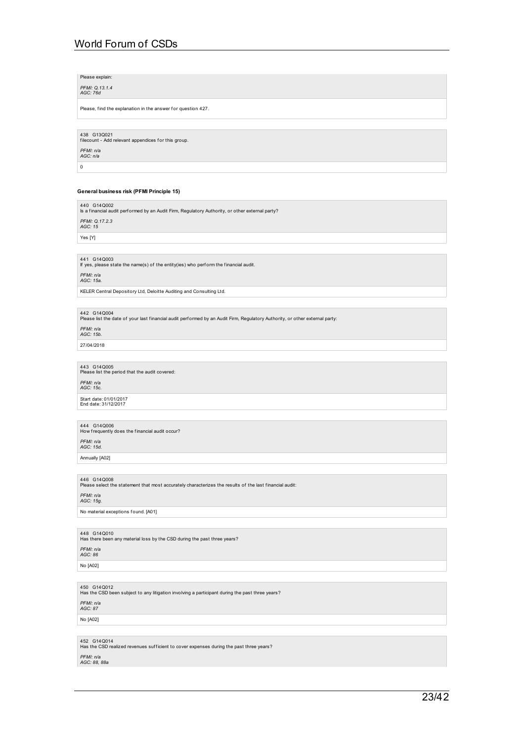Please explain:

*PFMI: Q.13.1.4*
*AGC: 76d*

Please, find the explanation in the answer for question 427.

438 G13Q021
filecount - Add relevant appendices for this group.

*PFMI: n/a*
*AGC: n/a*

0

#### General business risk (PFMI Principle 15)

440 G14Q002
Is a financial audit performed by an Audit Firm, Regulatory Authority, or other external party?

*PFMI: Q.17.2.3*
*AGC: 15*

Yes [Y]

441 G14Q003
If yes, please state the name(s) of the entity(ies) who perform the financial audit.

*PFMI: n/a*
*AGC: 15a.*

KELER Central Depository Ltd, Deloitte Auditing and Consulting Ltd.

442 G14Q004
Please list the date of your last financial audit performed by an Audit Firm, Regulatory Authority, or other external party:

*PFMI: n/a*
*AGC: 15b.*

27/04/2018

443 G14Q005
Please list the period that the audit covered:

*PFMI: n/a*
*AGC: 15c.*

Start date: 01/01/2017
End date: 31/12/2017

444 G14Q006
How frequently does the financial audit occur?

*PFMI: n/a*
*AGC: 15d.*

Annually [A02]

446 G14Q008
Please select the statement that most accurately characterizes the results of the last financial audit:

*PFMI: n/a*
*AGC: 15g.*

No material exceptions found. [A01]

448 G14Q010
Has there been any material loss by the CSD during the past three years?

*PFMI: n/a*
*AGC: 86*

No [A02]

450 G14Q012
Has the CSD been subject to any litigation involving a participant during the past three years?

*PFMI: n/a*
*AGC: 87*

No [A02]

452 G14Q014
Has the CSD realized revenues sufficient to cover expenses during the past three years?

*PFMI: n/a*
*AGC: 88, 88a*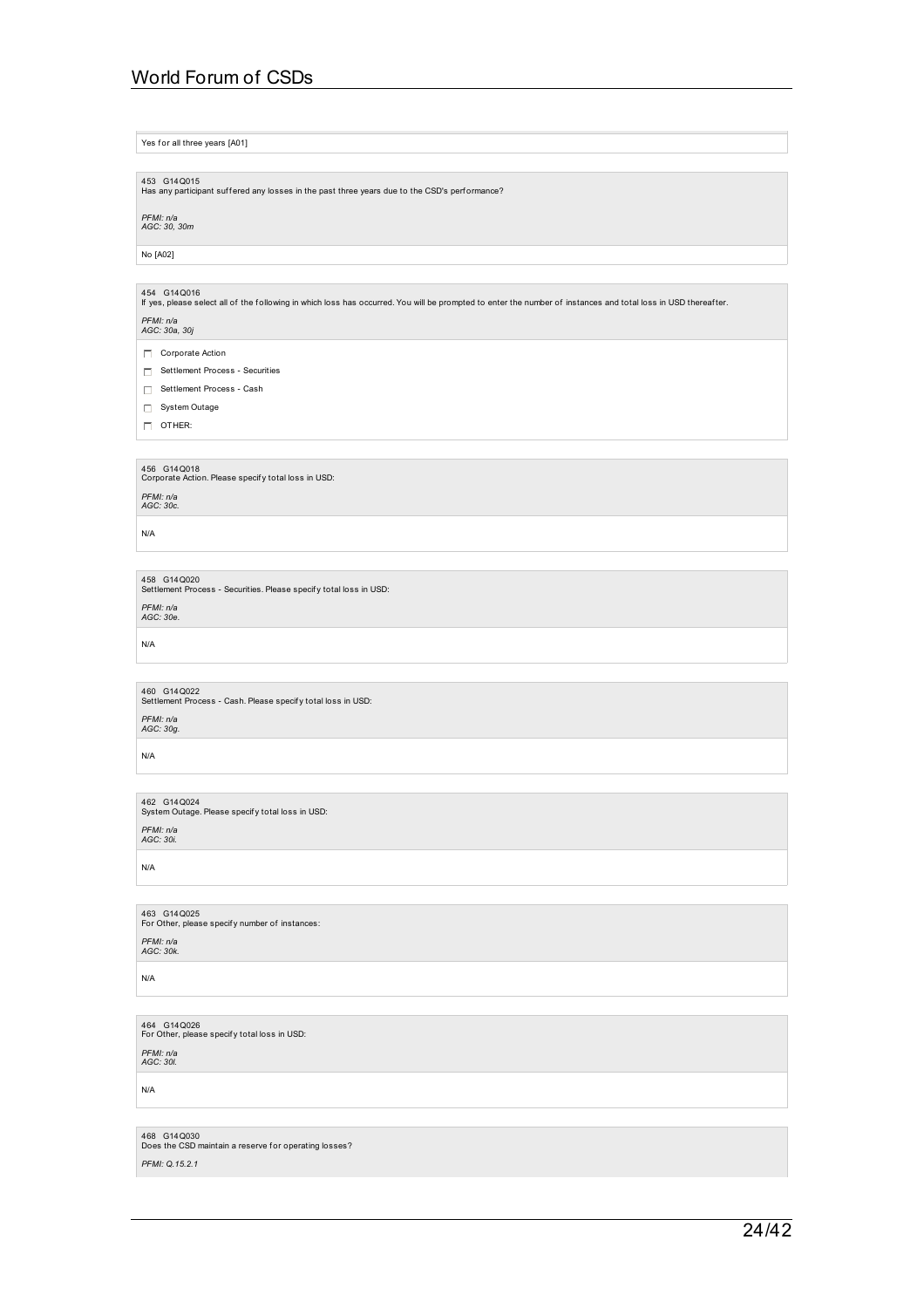Yes for all three years [A01]

453 G14Q015
Has any participant suffered any losses in the past three years due to the CSD's performance?

*PFMI: n/a*
*AGC: 30, 30m*

No [A02]

454 G14Q016
If yes, please select all of the following in which loss has occurred. You will be prompted to enter the number of instances and total loss in USD thereafter.

*PFMI: n/a*
*AGC: 30a, 30j*

- [ ] Corporate Action
- [ ] Settlement Process - Securities
- [ ] Settlement Process - Cash
- [ ] System Outage
- [ ] OTHER:

456 G14Q018
Corporate Action. Please specify total loss in USD:

*PFMI: n/a*
*AGC: 30c.*

N/A

458 G14Q020
Settlement Process - Securities. Please specify total loss in USD:

*PFMI: n/a*
*AGC: 30e.*

N/A

460 G14Q022
Settlement Process - Cash. Please specify total loss in USD:

*PFMI: n/a*
*AGC: 30g.*

N/A

462 G14Q024
System Outage. Please specify total loss in USD:

*PFMI: n/a*
*AGC: 30i.*

N/A

463 G14Q025
For Other, please specify number of instances:

*PFMI: n/a*
*AGC: 30k.*

N/A

464 G14Q026
For Other, please specify total loss in USD:

*PFMI: n/a*
*AGC: 30l.*

N/A

468 G14Q030
Does the CSD maintain a reserve for operating losses?

*PFMI: Q.15.2.1*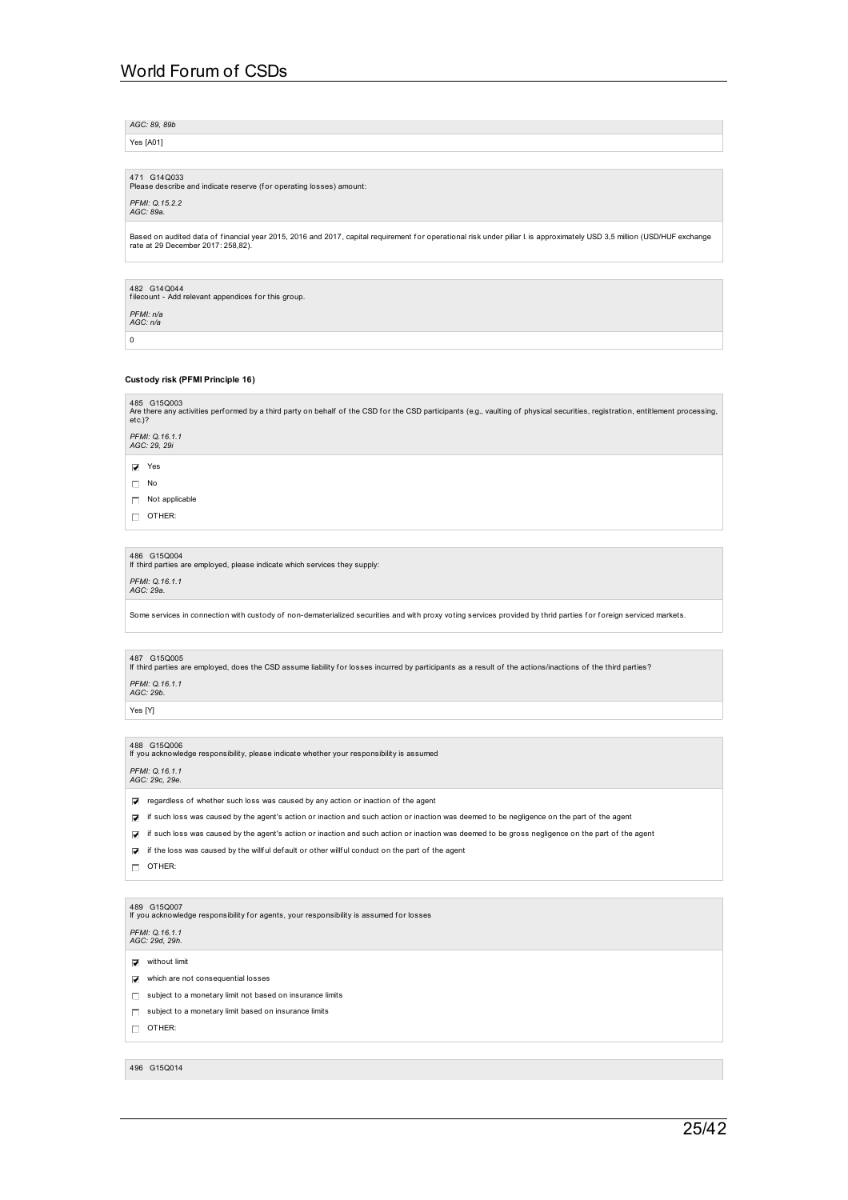AGC: 89, 89b

Yes [A01]

471 G14Q033
Please describe and indicate reserve (for operating losses) amount:

*PFMI: Q.15.2.2*
*AGC: 89a.*

Based on audited data of financial year 2015, 2016 and 2017, capital requirement for operational risk under pillar I. is approximately USD 3,5 million (USD/HUF exchange rate at 29 December 2017: 258,82).

482 G14Q044
filecount - Add relevant appendices for this group.

*PFMI: n/a*
*AGC: n/a*

0

### Custody risk (PFMI Principle 16)

485 G15Q003
Are there any activities performed by a third party on behalf of the CSD for the CSD participants (e.g., vaulting of physical securities, registration, entitlement processing, etc.)?

*PFMI: Q.16.1.1*
*AGC: 29, 29i*

- [x] Yes
- [ ] No
- [ ] Not applicable
- [ ] OTHER:

486 G15Q004
If third parties are employed, please indicate which services they supply:

*PFMI: Q.16.1.1*
*AGC: 29a.*

Some services in connection with custody of non-dematerialized securities and with proxy voting services provided by thrid parties for foreign serviced markets.

487 G15Q005
If third parties are employed, does the CSD assume liability for losses incurred by participants as a result of the actions/inactions of the third parties?

*PFMI: Q.16.1.1*
*AGC: 29b.*

Yes [Y]

488 G15Q006
If you acknowledge responsibility, please indicate whether your responsibility is assumed

*PFMI: Q.16.1.1*
*AGC: 29c, 29e.*

- [x] regardless of whether such loss was caused by any action or inaction of the agent
- [x] if such loss was caused by the agent's action or inaction and such action or inaction was deemed to be negligence on the part of the agent
- [x] if such loss was caused by the agent's action or inaction and such action or inaction was deemed to be gross negligence on the part of the agent
- [x] if the loss was caused by the willful default or other willful conduct on the part of the agent
- [ ] OTHER:

489 G15Q007
If you acknowledge responsibility for agents, your responsibility is assumed for losses

*PFMI: Q.16.1.1*
*AGC: 29d, 29h.*

- [x] without limit
- [x] which are not consequential losses
- [ ] subject to a monetary limit not based on insurance limits
- [ ] subject to a monetary limit based on insurance limits
- [ ] OTHER:

496 G15Q014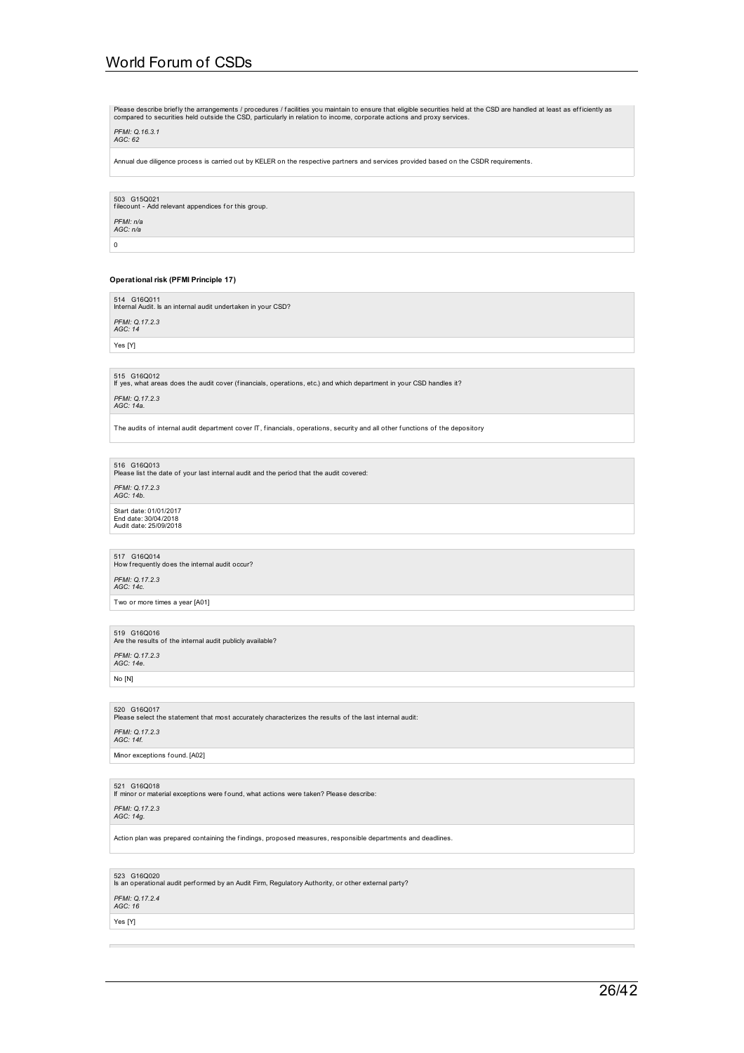Please describe briefly the arrangements / procedures / facilities you maintain to ensure that eligible securities held at the CSD are handled at least as efficiently as compared to securities held outside the CSD, particularly in relation to income, corporate actions and proxy services.

*PFMI: Q.16.3.1*
*AGC: 62*

Annual due diligence process is carried out by KELER on the respective partners and services provided based on the CSDR requirements.

503 G15Q021
filecount - Add relevant appendices for this group.

*PFMI: n/a*
*AGC: n/a*

0

**Operational risk (PFMI Principle 17)**

514 G16Q011
Internal Audit. Is an internal audit undertaken in your CSD?

*PFMI: Q.17.2.3*
*AGC: 14*

Yes [Y]

515 G16Q012
If yes, what areas does the audit cover (financials, operations, etc.) and which department in your CSD handles it?

*PFMI: Q.17.2.3*
*AGC: 14a.*

The audits of internal audit department cover IT, financials, operations, security and all other functions of the depository

516 G16Q013
Please list the date of your last internal audit and the period that the audit covered:

*PFMI: Q.17.2.3*
*AGC: 14b.*

Start date: 01/01/2017
End date: 30/04/2018
Audit date: 25/09/2018

517 G16Q014
How frequently does the internal audit occur?

*PFMI: Q.17.2.3*
*AGC: 14c.*

Two or more times a year [A01]

519 G16Q016
Are the results of the internal audit publicly available?

*PFMI: Q.17.2.3*
*AGC: 14e.*

No [N]

520 G16Q017
Please select the statement that most accurately characterizes the results of the last internal audit:

*PFMI: Q.17.2.3*
*AGC: 14f.*

Minor exceptions found. [A02]

521 G16Q018
If minor or material exceptions were found, what actions were taken? Please describe:

*PFMI: Q.17.2.3*
*AGC: 14g.*

Action plan was prepared containing the findings, proposed measures, responsible departments and deadlines.

523 G16Q020
Is an operational audit performed by an Audit Firm, Regulatory Authority, or other external party?

*PFMI: Q.17.2.4*
*AGC: 16*

Yes [Y]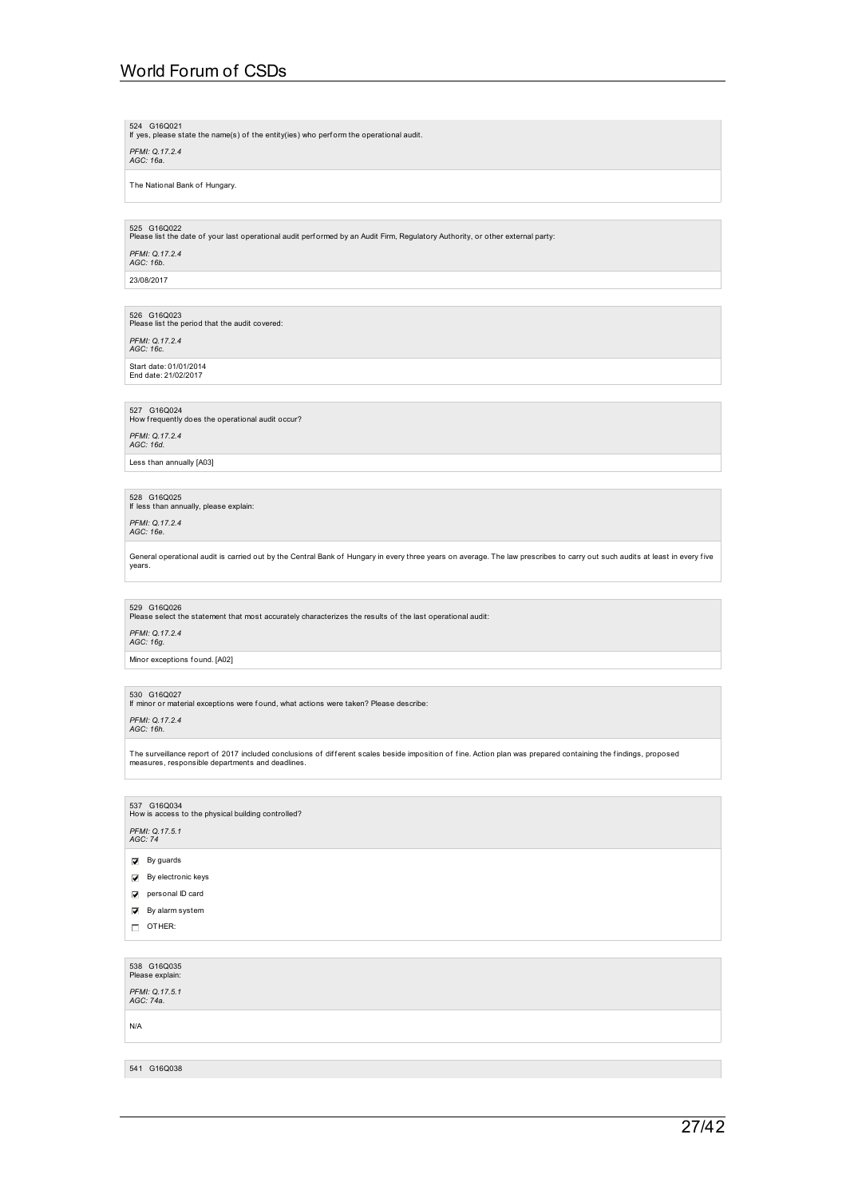524 G16Q021
If yes, please state the name(s) of the entity(ies) who perform the operational audit.

*PFMI: Q.17.2.4*
*AGC: 16a.*

The National Bank of Hungary.

525 G16Q022
Please list the date of your last operational audit performed by an Audit Firm, Regulatory Authority, or other external party:

*PFMI: Q.17.2.4*
*AGC: 16b.*

23/08/2017

526 G16Q023
Please list the period that the audit covered:

*PFMI: Q.17.2.4*
*AGC: 16c.*

Start date: 01/01/2014
End date: 21/02/2017

527 G16Q024
How frequently does the operational audit occur?

*PFMI: Q.17.2.4*
*AGC: 16d.*

Less than annually [A03]

528 G16Q025
If less than annually, please explain:

*PFMI: Q.17.2.4*
*AGC: 16e.*

General operational audit is carried out by the Central Bank of Hungary in every three years on average. The law prescribes to carry out such audits at least in every five years.

529 G16Q026
Please select the statement that most accurately characterizes the results of the last operational audit:

*PFMI: Q.17.2.4*
*AGC: 16g.*

Minor exceptions found. [A02]

530 G16Q027
If minor or material exceptions were found, what actions were taken? Please describe:

*PFMI: Q.17.2.4*
*AGC: 16h.*

The surveillance report of 2017 included conclusions of different scales beside imposition of fine. Action plan was prepared containing the findings, proposed measures, responsible departments and deadlines.

537 G16Q034
How is access to the physical building controlled?

*PFMI: Q.17.5.1*
*AGC: 74*

- [x] By guards
- [x] By electronic keys
- [x] personal ID card
- [x] By alarm system
- [ ] OTHER:

538 G16Q035
Please explain:

*PFMI: Q.17.5.1*
*AGC: 74a.*

N/A

541 G16Q038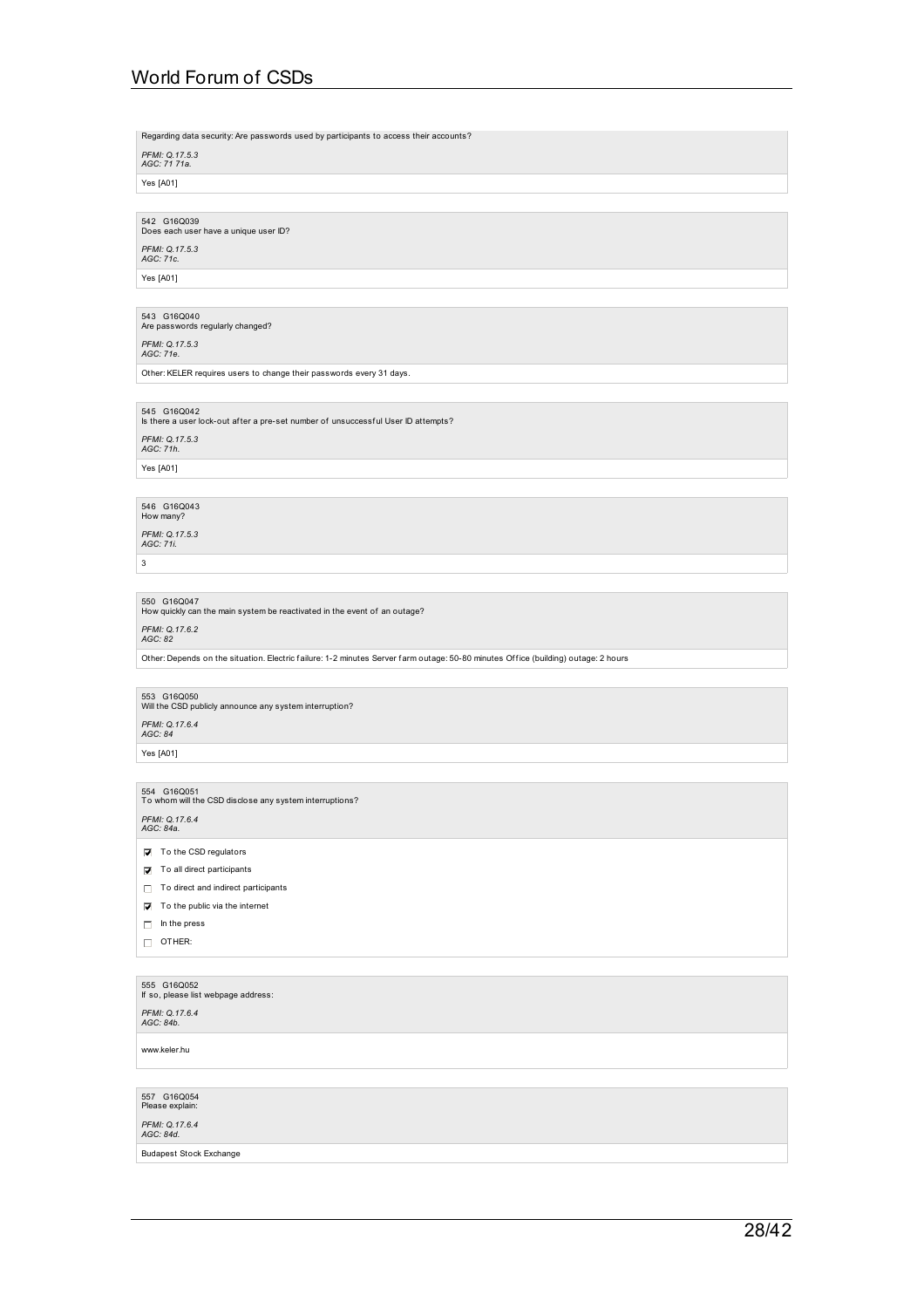Regarding data security: Are passwords used by participants to access their accounts?

*PFMI: Q.17.5.3*
*AGC: 71 71a.*

Yes [A01]

542 G16Q039
Does each user have a unique user ID?

*PFMI: Q.17.5.3*
*AGC: 71c.*

Yes [A01]

543 G16Q040
Are passwords regularly changed?

*PFMI: Q.17.5.3*
*AGC: 71e.*

Other: KELER requires users to change their passwords every 31 days.

545 G16Q042
Is there a user lock-out after a pre-set number of unsuccessful User ID attempts?

*PFMI: Q.17.5.3*
*AGC: 71h.*

Yes [A01]

546 G16Q043
How many?

*PFMI: Q.17.5.3*
*AGC: 71i.*

3

550 G16Q047
How quickly can the main system be reactivated in the event of an outage?

*PFMI: Q.17.6.2*
*AGC: 82*

Other: Depends on the situation. Electric failure: 1-2 minutes Server farm outage: 50-80 minutes Office (building) outage: 2 hours

553 G16Q050
Will the CSD publicly announce any system interruption?

*PFMI: Q.17.6.4*
*AGC: 84*

Yes [A01]

554 G16Q051
To whom will the CSD disclose any system interruptions?

*PFMI: Q.17.6.4*
*AGC: 84a.*

- [x] To the CSD regulators
- [x] To all direct participants
- [ ] To direct and indirect participants
- [x] To the public via the internet
- [ ] In the press
- [ ] OTHER:

555 G16Q052
If so, please list webpage address:

*PFMI: Q.17.6.4*
*AGC: 84b.*

www.keler.hu

557 G16Q054
Please explain:

*PFMI: Q.17.6.4*
*AGC: 84d.*

Budapest Stock Exchange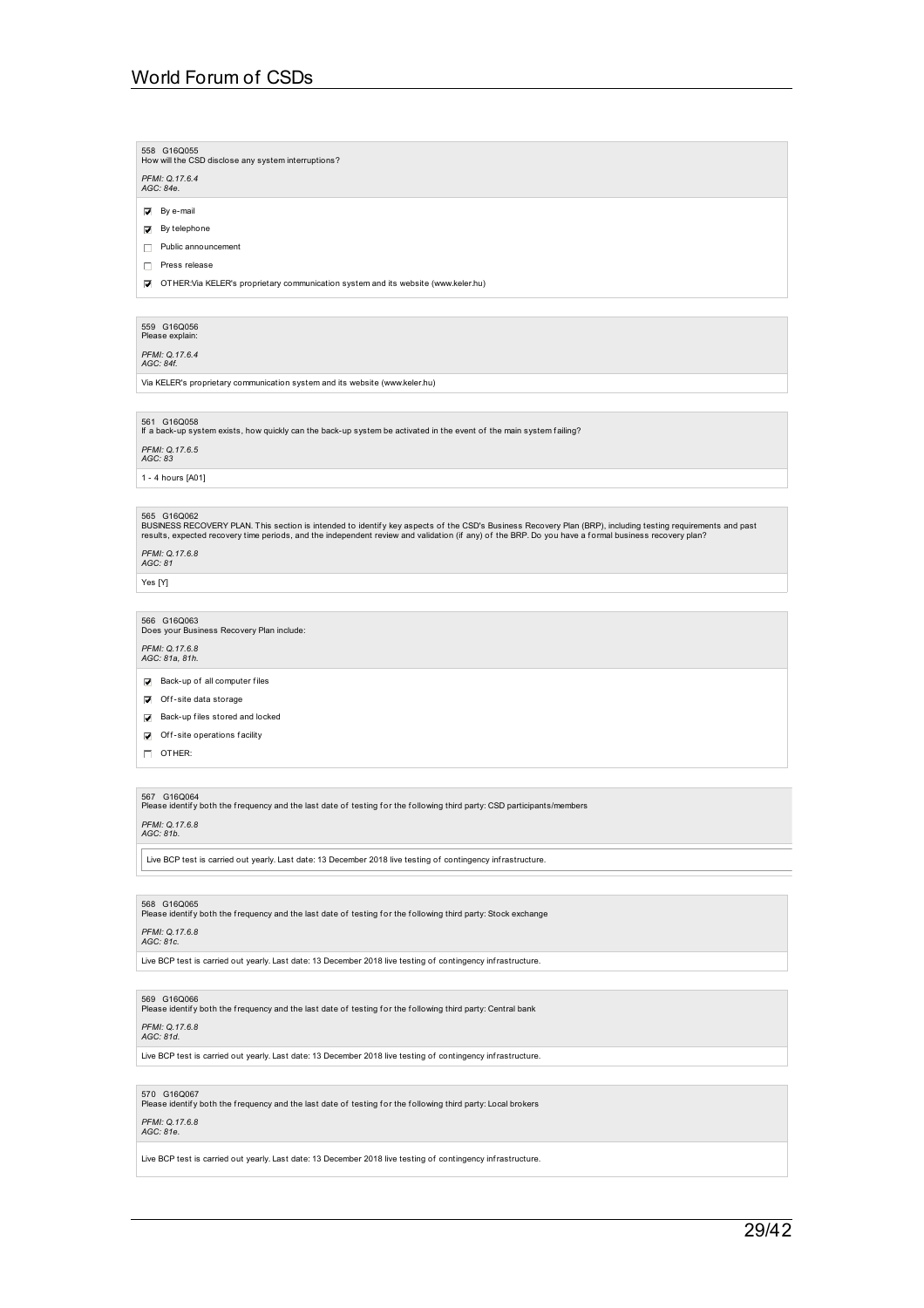558 G16Q055
How will the CSD disclose any system interruptions?

*PFMI: Q.17.6.4*
*AGC: 84e.*

- [x] By e-mail
- [x] By telephone
- [ ] Public announcement
- [ ] Press release
- [x] OTHER:Via KELER's proprietary communication system and its website (www.keler.hu)

559 G16Q056
Please explain:

*PFMI: Q.17.6.4*
*AGC: 84f.*

Via KELER's proprietary communication system and its website (www.keler.hu)

561 G16Q058
If a back-up system exists, how quickly can the back-up system be activated in the event of the main system failing?

*PFMI: Q.17.6.5*
*AGC: 83*

1 - 4 hours [A01]

565 G16Q062
BUSINESS RECOVERY PLAN. This section is intended to identify key aspects of the CSD's Business Recovery Plan (BRP), including testing requirements and past results, expected recovery time periods, and the independent review and validation (if any) of the BRP. Do you have a formal business recovery plan?

*PFMI: Q.17.6.8*
*AGC: 81*

Yes [Y]

566 G16Q063
Does your Business Recovery Plan include:

*PFMI: Q.17.6.8*
*AGC: 81a, 81h.*

- [x] Back-up of all computer files
- [x] Off-site data storage
- [x] Back-up files stored and locked
- [x] Off-site operations facility
- [ ] OTHER:

567 G16Q064
Please identify both the frequency and the last date of testing for the following third party: CSD participants/members

*PFMI: Q.17.6.8*
*AGC: 81b.*

Live BCP test is carried out yearly. Last date: 13 December 2018 live testing of contingency infrastructure.

568 G16Q065
Please identify both the frequency and the last date of testing for the following third party: Stock exchange

*PFMI: Q.17.6.8*
*AGC: 81c.*

Live BCP test is carried out yearly. Last date: 13 December 2018 live testing of contingency infrastructure.

569 G16Q066
Please identify both the frequency and the last date of testing for the following third party: Central bank

*PFMI: Q.17.6.8*
*AGC: 81d.*

Live BCP test is carried out yearly. Last date: 13 December 2018 live testing of contingency infrastructure.

570 G16Q067
Please identify both the frequency and the last date of testing for the following third party: Local brokers

*PFMI: Q.17.6.8*
*AGC: 81e.*

Live BCP test is carried out yearly. Last date: 13 December 2018 live testing of contingency infrastructure.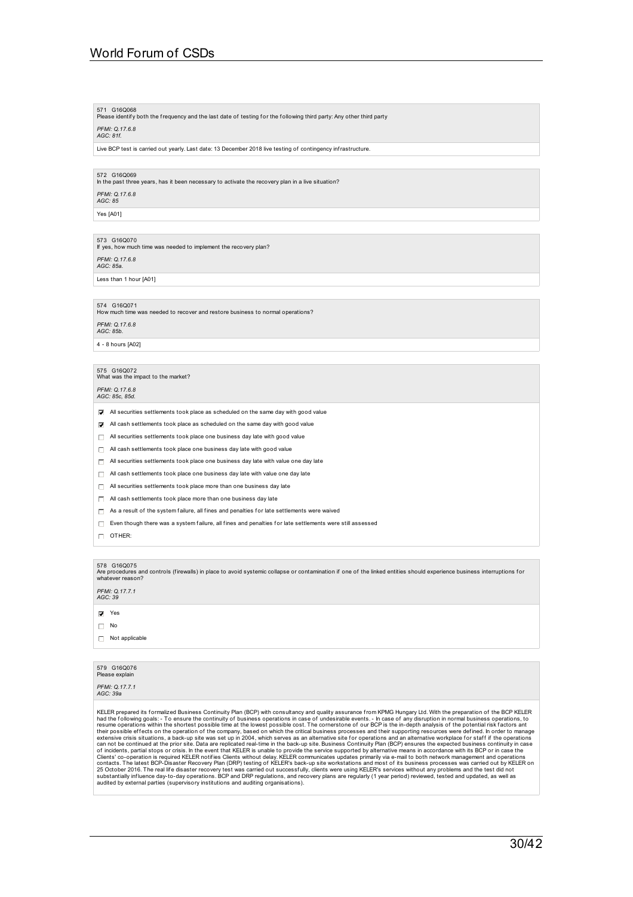571 G16Q068
Please identify both the frequency and the last date of testing for the following third party: Any other third party

*PFMI: Q.17.6.8*
*AGC: 81f.*

Live BCP test is carried out yearly. Last date: 13 December 2018 live testing of contingency infrastructure.

572 G16Q069
In the past three years, has it been necessary to activate the recovery plan in a live situation?

*PFMI: Q.17.6.8*
*AGC: 85*

Yes [A01]

573 G16Q070
If yes, how much time was needed to implement the recovery plan?

*PFMI: Q.17.6.8*
*AGC: 85a.*

Less than 1 hour [A01]

574 G16Q071
How much time was needed to recover and restore business to normal operations?

*PFMI: Q.17.6.8*
*AGC: 85b.*

4 - 8 hours [A02]

575 G16Q072
What was the impact to the market?

*PFMI: Q.17.6.8*
*AGC: 85c, 85d.*

- [x] All securities settlements took place as scheduled on the same day with good value
- [x] All cash settlements took place as scheduled on the same day with good value
- [ ] All securities settlements took place one business day late with good value
- [ ] All cash settlements took place one business day late with good value
- [ ] All securities settlements took place one business day late with value one day late
- [ ] All cash settlements took place one business day late with value one day late
- [ ] All securities settlements took place more than one business day late
- [ ] All cash settlements took place more than one business day late
- [ ] As a result of the system failure, all fines and penalties for late settlements were waived
- [ ] Even though there was a system failure, all fines and penalties for late settlements were still assessed
- [ ] OTHER:

578 G16Q075
Are procedures and controls (firewalls) in place to avoid systemic collapse or contamination if one of the linked entities should experience business interruptions for whatever reason?

*PFMI: Q.17.7.1*
*AGC: 39*

- [x] Yes
- [ ] No
- [ ] Not applicable

579 G16Q076
Please explain

*PFMI: Q.17.7.1*
*AGC: 39a*

KELER prepared its formalized Business Continuity Plan (BCP) with consultancy and quality assurance from KPMG Hungary Ltd. With the preparation of the BCP KELER had the following goals: - To ensure the continuity of business operations in case of undesirable events. - In case of any disruption in normal business operations, to resume operations within the shortest possible time at the lowest possible cost. The cornerstone of our BCP is the in-depth analysis of the potential risk factors ant their possible effects on the operation of the company, based on which the critical business processes and their supporting resources were defined. In order to manage extensive crisis situations, a back-up site was set up in 2004, which serves as an alternative site for operations and an alternative workplace for staff if the operations can not be continued at the prior site. Data are replicated real-time in the back-up site. Business Continuity Plan (BCP) ensures the expected business continuity in case of incidents, partial stops or crisis. In the event that KELER is unable to provide the service supported by alternative means in accordance with its BCP or in case the Clients' co-operation is required KELER notifies Clients without delay. KELER communicates updates primarily via e-mail to both network management and operations contacts. The latest BCP-Disaster Recovery Plan (DRP) testing of KELER's back-up site workstations and most of its business processes was carried out by KELER on 25 October 2016. The real life disaster recovery test was carried out successfully, clients were using KELER's services without any problems and the test did not substantially influence day-to-day operations. BCP and DRP regulations, and recovery plans are regularly (1 year period) reviewed, tested and updated, as well as audited by external parties (supervisory institutions and auditing organisations).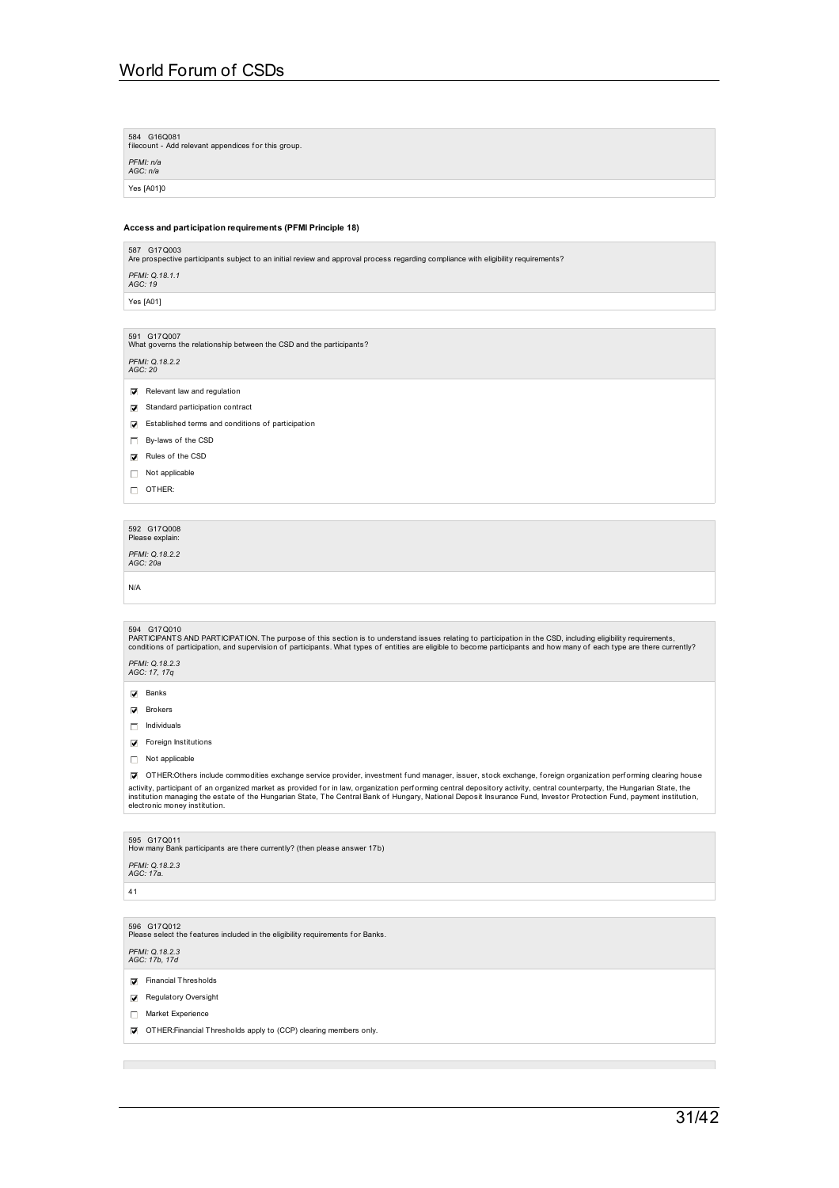584 G16Q081
filecount - Add relevant appendices for this group.

*PFMI: n/a*
*AGC: n/a*

Yes [A01]0

**Access and participation requirements (PFMI Principle 18)**

587 G17Q003
Are prospective participants subject to an initial review and approval process regarding compliance with eligibility requirements?

*PFMI: Q.18.1.1*
*AGC: 19*

Yes [A01]

591 G17Q007
What governs the relationship between the CSD and the participants?

*PFMI: Q.18.2.2*
*AGC: 20*

- [x] Relevant law and regulation
- [x] Standard participation contract
- [x] Established terms and conditions of participation
- [ ] By-laws of the CSD
- [x] Rules of the CSD
- [ ] Not applicable
- [ ] OTHER:

592 G17Q008
Please explain:

*PFMI: Q.18.2.2*
*AGC: 20a*

N/A

594 G17Q010
PARTICIPANTS AND PARTICIPATION. The purpose of this section is to understand issues relating to participation in the CSD, including eligibility requirements, conditions of participation, and supervision of participants. What types of entities are eligible to become participants and how many of each type are there currently?

*PFMI: Q.18.2.3*
*AGC: 17, 17q*

- [x] Banks
- [x] Brokers
- [ ] Individuals
- [x] Foreign Institutions
- [ ] Not applicable
- [x] OTHER:Others include commodities exchange service provider, investment fund manager, issuer, stock exchange, foreign organization performing clearing house activity, participant of an organized market as provided for in law, organization performing central depository activity, central counterparty, the Hungarian State, the institution managing the estate of the Hungarian State, The Central Bank of Hungary, National Deposit Insurance Fund, Investor Protection Fund, payment institution, electronic money institution.

595 G17Q011
How many Bank participants are there currently? (then please answer 17b)

*PFMI: Q.18.2.3*
*AGC: 17a.*

41

596 G17Q012
Please select the features included in the eligibility requirements for Banks.

*PFMI: Q.18.2.3*
*AGC: 17b, 17d*

- [x] Financial Thresholds
- [x] Regulatory Oversight
- [ ] Market Experience
- [x] OTHER:Financial Thresholds apply to (CCP) clearing members only.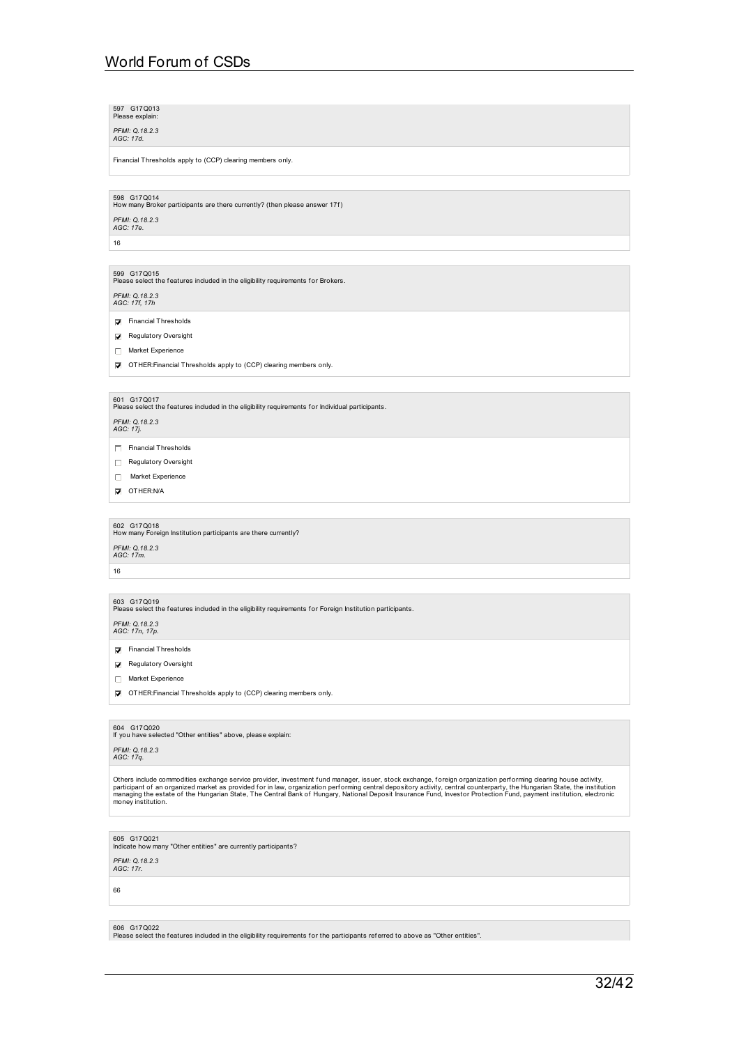597 G17Q013
Please explain:

*PFMI: Q.18.2.3*
*AGC: 17d.*

Financial Thresholds apply to (CCP) clearing members only.

598 G17Q014
How many Broker participants are there currently? (then please answer 17f)

*PFMI: Q.18.2.3*
*AGC: 17e.*

16

599 G17Q015
Please select the features included in the eligibility requirements for Brokers.

*PFMI: Q.18.2.3*
*AGC: 17f, 17h*

- [x] Financial Thresholds
- [x] Regulatory Oversight
- [ ] Market Experience
- [x] OTHER:Financial Thresholds apply to (CCP) clearing members only.

601 G17Q017
Please select the features included in the eligibility requirements for Individual participants.

*PFMI: Q.18.2.3*
*AGC: 17j.*

- [ ] Financial Thresholds
- [ ] Regulatory Oversight
- [ ] Market Experience
- [x] OTHER:N/A

602 G17Q018
How many Foreign Institution participants are there currently?

*PFMI: Q.18.2.3*
*AGC: 17m.*

16

603 G17Q019
Please select the features included in the eligibility requirements for Foreign Institution participants.

*PFMI: Q.18.2.3*
*AGC: 17n, 17p.*

- [x] Financial Thresholds
- [x] Regulatory Oversight
- [ ] Market Experience
- [x] OTHER:Financial Thresholds apply to (CCP) clearing members only.

604 G17Q020
If you have selected "Other entities" above, please explain:

*PFMI: Q.18.2.3*
*AGC: 17q.*

Others include commodities exchange service provider, investment fund manager, issuer, stock exchange, foreign organization performing clearing house activity, participant of an organized market as provided for in law, organization performing central depository activity, central counterparty, the Hungarian State, the institution managing the estate of the Hungarian State, The Central Bank of Hungary, National Deposit Insurance Fund, Investor Protection Fund, payment institution, electronic money institution.

605 G17Q021
Indicate how many "Other entities" are currently participants?

*PFMI: Q.18.2.3*
*AGC: 17r.*

66

606 G17Q022
Please select the features included in the eligibility requirements for the participants referred to above as "Other entities".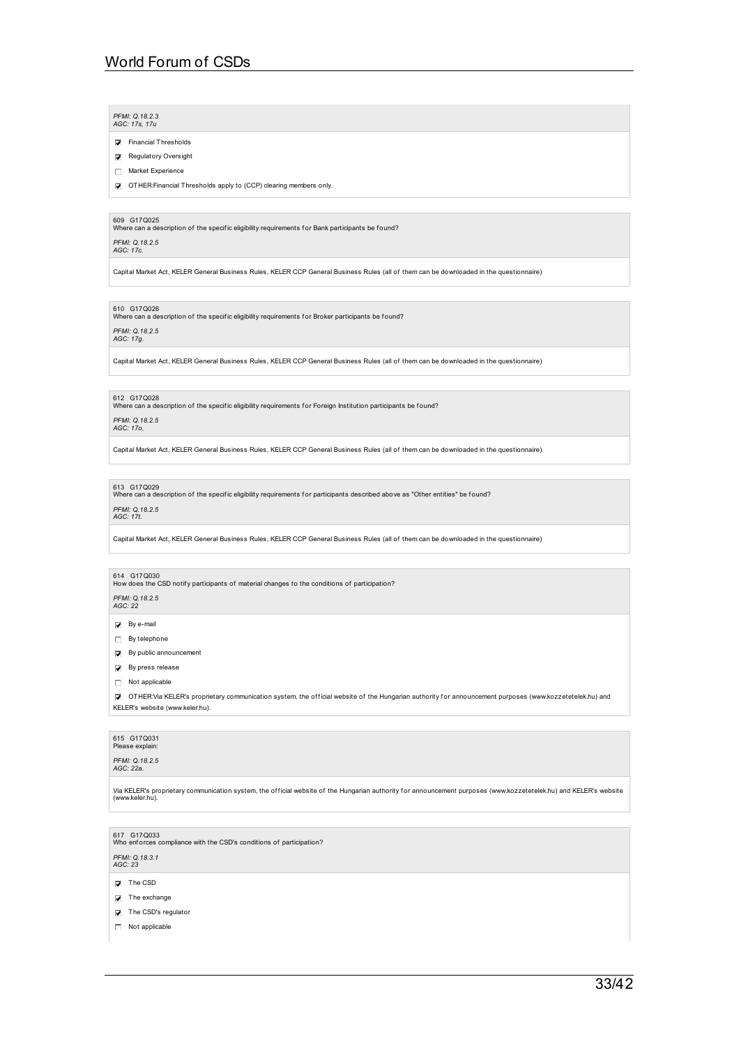*PFMI: Q.18.2.3*
*AGC: 17s, 17u*

- [x] Financial Thresholds
- [x] Regulatory Oversight
- [ ] Market Experience
- [x] OTHER:Financial Thresholds apply to (CCP) clearing members only.

609 G17Q025
Where can a description of the specific eligibility requirements for Bank participants be found?

*PFMI: Q.18.2.5*
*AGC: 17c.*

Capital Market Act, KELER General Business Rules, KELER CCP General Business Rules (all of them can be downloaded in the questionnaire)

610 G17Q026
Where can a description of the specific eligibility requirements for Broker participants be found?

*PFMI: Q.18.2.5*
*AGC: 17g.*

Capital Market Act, KELER General Business Rules, KELER CCP General Business Rules (all of them can be downloaded in the questionnaire)

612 G17Q028
Where can a description of the specific eligibility requirements for Foreign Institution participants be found?

*PFMI: Q.18.2.5*
*AGC: 17o.*

Capital Market Act, KELER General Business Rules, KELER CCP General Business Rules (all of them can be downloaded in the questionnaire)

613 G17Q029
Where can a description of the specific eligibility requirements for participants described above as "Other entities" be found?

*PFMI: Q.18.2.5*
*AGC: 17t.*

Capital Market Act, KELER General Business Rules, KELER CCP General Business Rules (all of them can be downloaded in the questionnaire)

614 G17Q030
How does the CSD notify participants of material changes to the conditions of participation?

*PFMI: Q.18.2.5*
*AGC: 22*

- [x] By e-mail
- [ ] By telephone
- [x] By public announcement
- [x] By press release
- [ ] Not applicable
- [x] OTHER:Via KELER's proprietary communication system, the official website of the Hungarian authority for announcement purposes (www.kozzetetelek.hu) and KELER's website (www.keler.hu).

615 G17Q031
Please explain:

*PFMI: Q.18.2.5*
*AGC: 22a.*

Via KELER's proprietary communication system, the official website of the Hungarian authority for announcement purposes (www.kozzetetelek.hu) and KELER's website (www.keler.hu).

617 G17Q033
Who enforces compliance with the CSD's conditions of participation?

*PFMI: Q.18.3.1*
*AGC: 23*

- [x] The CSD
- [x] The exchange
- [x] The CSD's regulator
- [ ] Not applicable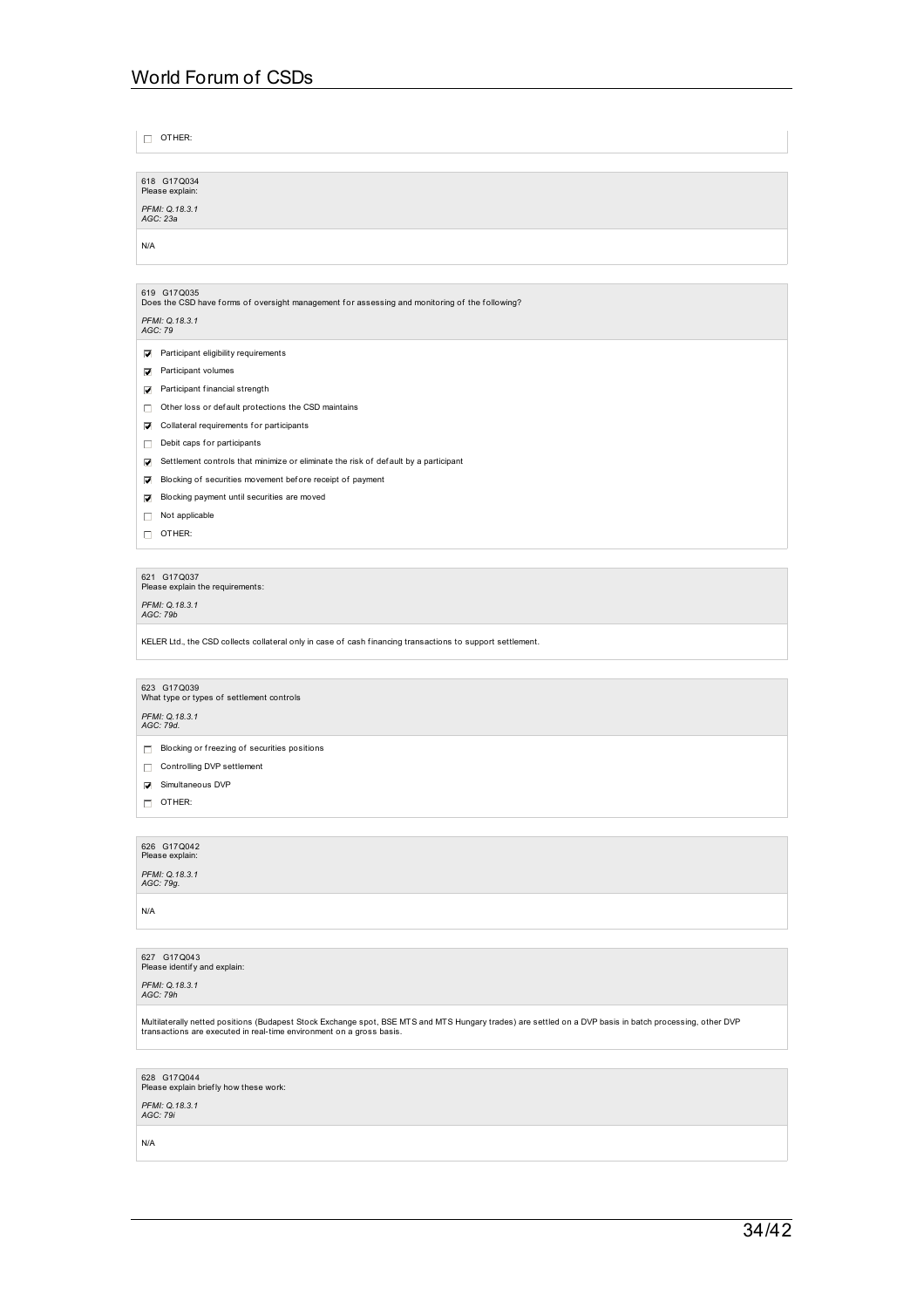- [ ] OTHER:

618 G17Q034
Please explain:

*PFMI: Q.18.3.1*
*AGC: 23a*

N/A

619 G17Q035
Does the CSD have forms of oversight management for assessing and monitoring of the following?

*PFMI: Q.18.3.1*
*AGC: 79*

- [x] Participant eligibility requirements
- [x] Participant volumes
- [x] Participant financial strength
- [ ] Other loss or default protections the CSD maintains
- [x] Collateral requirements for participants
- [ ] Debit caps for participants
- [x] Settlement controls that minimize or eliminate the risk of default by a participant
- [x] Blocking of securities movement before receipt of payment
- [x] Blocking payment until securities are moved
- [ ] Not applicable
- [ ] OTHER:

621 G17Q037
Please explain the requirements:

*PFMI: Q.18.3.1*
*AGC: 79b*

KELER Ltd., the CSD collects collateral only in case of cash financing transactions to support settlement.

623 G17Q039
What type or types of settlement controls

*PFMI: Q.18.3.1*
*AGC: 79d.*

- [ ] Blocking or freezing of securities positions
- [ ] Controlling DVP settlement
- [x] Simultaneous DVP
- [ ] OTHER:

626 G17Q042
Please explain:

*PFMI: Q.18.3.1*
*AGC: 79g.*

N/A

627 G17Q043
Please identify and explain:

*PFMI: Q.18.3.1*
*AGC: 79h*

Multilaterally netted positions (Budapest Stock Exchange spot, BSE MTS and MTS Hungary trades) are settled on a DVP basis in batch processing, other DVP transactions are executed in real-time environment on a gross basis.

628 G17Q044
Please explain briefly how these work:

*PFMI: Q.18.3.1*
*AGC: 79i*

N/A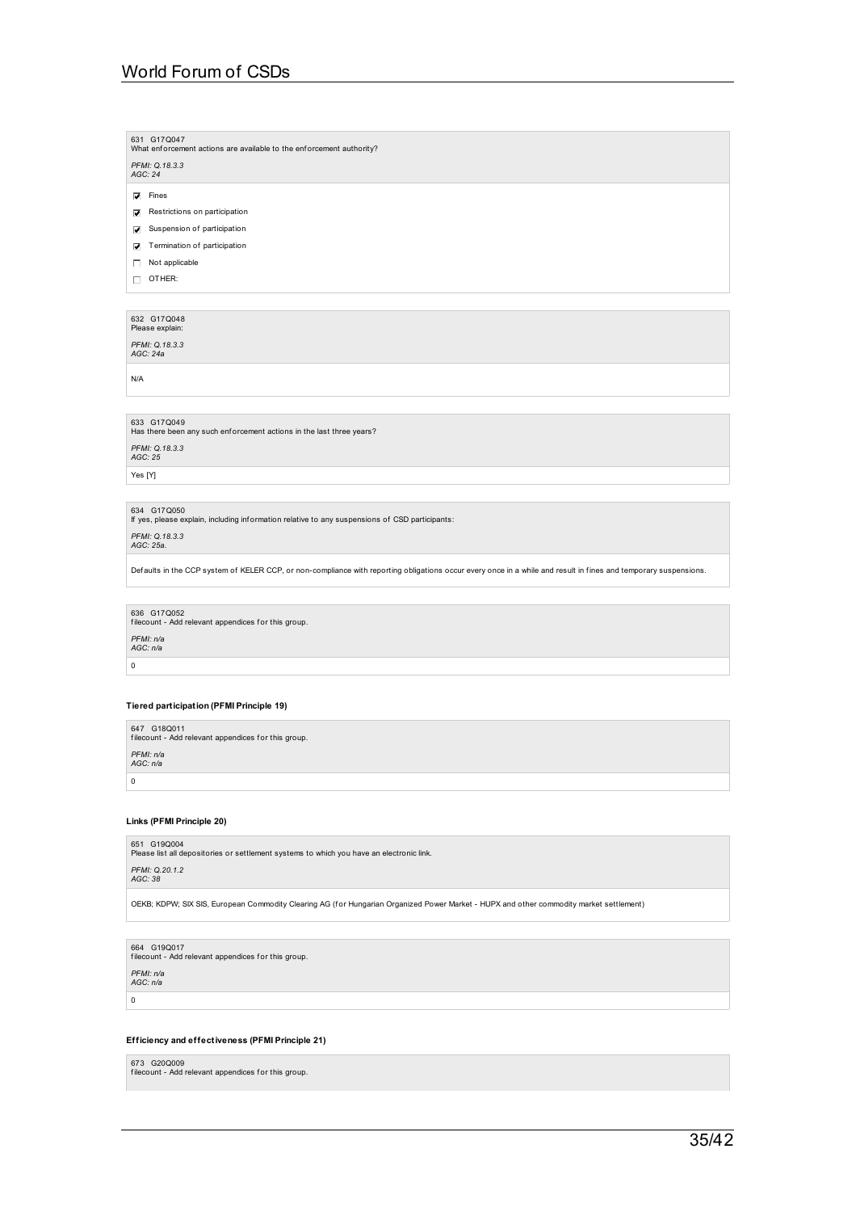631 G17Q047
What enforcement actions are available to the enforcement authority?

*PFMI: Q.18.3.3*
*AGC: 24*

- [x] Fines
- [x] Restrictions on participation
- [x] Suspension of participation
- [x] Termination of participation
- [ ] Not applicable
- [ ] OTHER:

632 G17Q048
Please explain:

*PFMI: Q.18.3.3*
*AGC: 24a*

N/A

633 G17Q049
Has there been any such enforcement actions in the last three years?

*PFMI: Q.18.3.3*
*AGC: 25*

Yes [Y]

634 G17Q050
If yes, please explain, including information relative to any suspensions of CSD participants:

*PFMI: Q.18.3.3*
*AGC: 25a.*

Defaults in the CCP system of KELER CCP, or non-compliance with reporting obligations occur every once in a while and result in fines and temporary suspensions.

636 G17Q052
filecount - Add relevant appendices for this group.

*PFMI: n/a*
*AGC: n/a*

0

**Tiered participation (PFMI Principle 19)**

647 G18Q011
filecount - Add relevant appendices for this group.

*PFMI: n/a*
*AGC: n/a*

0

**Links (PFMI Principle 20)**

651 G19Q004
Please list all depositories or settlement systems to which you have an electronic link.

*PFMI: Q.20.1.2*
*AGC: 38*

OEKB; KDPW; SIX SIS, European Commodity Clearing AG (for Hungarian Organized Power Market - HUPX and other commodity market settlement)

664 G19Q017
filecount - Add relevant appendices for this group.

*PFMI: n/a*
*AGC: n/a*

0

**Efficiency and effectiveness (PFMI Principle 21)**

673 G20Q009
filecount - Add relevant appendices for this group.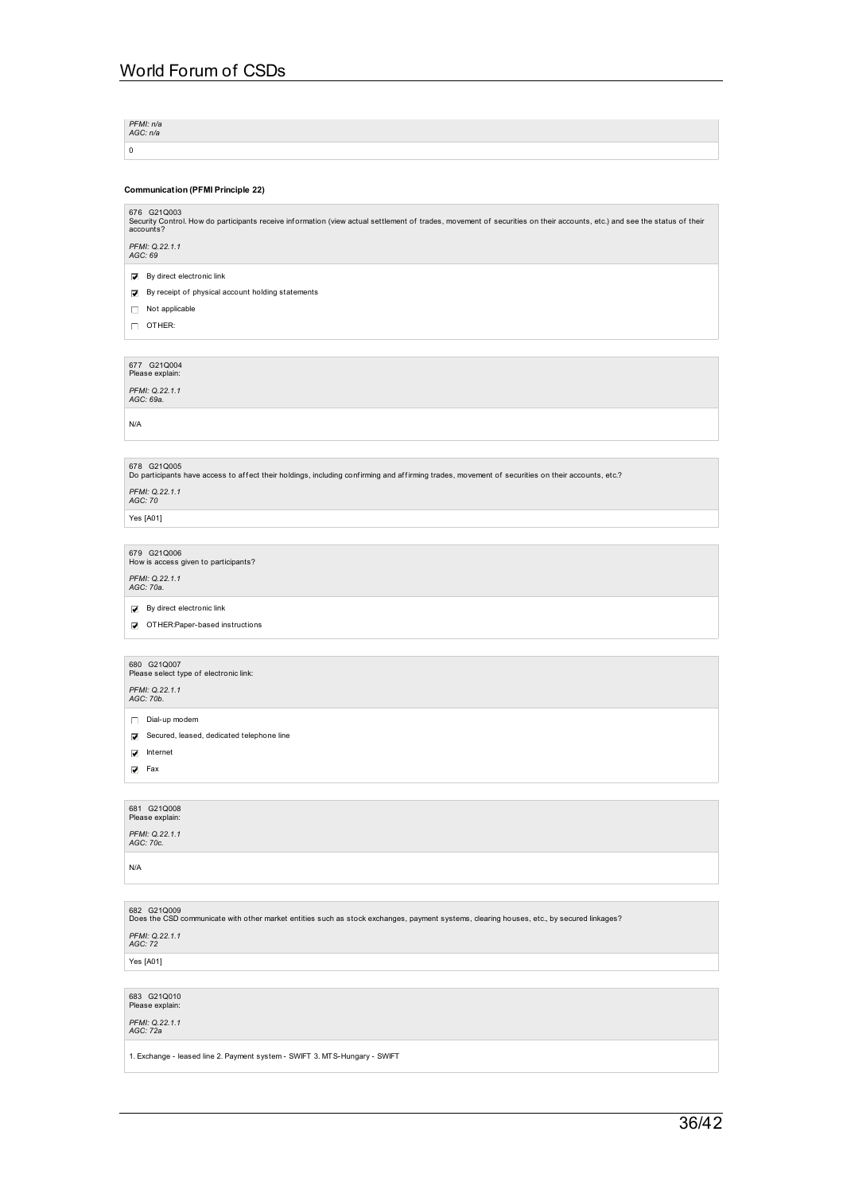*PFMI: n/a*
*AGC: n/a*

0

**Communication (PFMI Principle 22)**

676 G21Q003
Security Control. How do participants receive information (view actual settlement of trades, movement of securities on their accounts, etc.) and see the status of their accounts?

*PFMI: Q.22.1.1*
*AGC: 69*

- [x] By direct electronic link
- [x] By receipt of physical account holding statements
- [ ] Not applicable
- [ ] OTHER:

677 G21Q004
Please explain:

*PFMI: Q.22.1.1*
*AGC: 69a.*

N/A

678 G21Q005
Do participants have access to affect their holdings, including confirming and affirming trades, movement of securities on their accounts, etc.?

*PFMI: Q.22.1.1*
*AGC: 70*

Yes [A01]

679 G21Q006
How is access given to participants?

*PFMI: Q.22.1.1*
*AGC: 70a.*

- [x] By direct electronic link
- [x] OTHER:Paper-based instructions

680 G21Q007
Please select type of electronic link:

*PFMI: Q.22.1.1*
*AGC: 70b.*

- [ ] Dial-up modem
- [x] Secured, leased, dedicated telephone line
- [x] Internet
- [x] Fax

681 G21Q008
Please explain:

*PFMI: Q.22.1.1*
*AGC: 70c.*

N/A

682 G21Q009
Does the CSD communicate with other market entities such as stock exchanges, payment systems, clearing houses, etc., by secured linkages?

*PFMI: Q.22.1.1*
*AGC: 72*

Yes [A01]

683 G21Q010
Please explain:

*PFMI: Q.22.1.1*
*AGC: 72a*

1. Exchange - leased line 2. Payment system - SWIFT 3. MTS-Hungary - SWIFT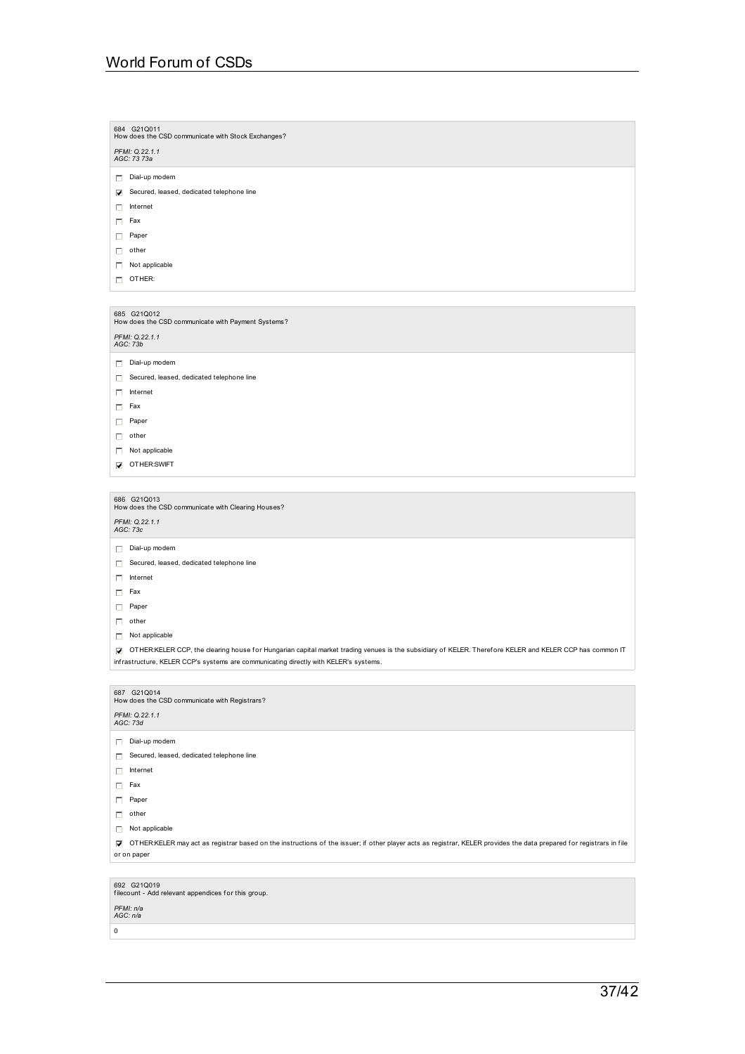684 G21Q011
How does the CSD communicate with Stock Exchanges?

*PFMI: Q.22.1.1*
*AGC: 73 73a*

- [ ] Dial-up modem
- [x] Secured, leased, dedicated telephone line
- [ ] Internet
- [ ] Fax
- [ ] Paper
- [ ] other
- [ ] Not applicable
- [ ] OTHER:

685 G21Q012
How does the CSD communicate with Payment Systems?

*PFMI: Q.22.1.1*
*AGC: 73b*

- [ ] Dial-up modem
- [ ] Secured, leased, dedicated telephone line
- [ ] Internet
- [ ] Fax
- [ ] Paper
- [ ] other
- [ ] Not applicable
- [x] OTHER:SWIFT

686 G21Q013
How does the CSD communicate with Clearing Houses?

*PFMI: Q.22.1.1*
*AGC: 73c*

- [ ] Dial-up modem
- [ ] Secured, leased, dedicated telephone line
- [ ] Internet
- [ ] Fax
- [ ] Paper
- [ ] other
- [ ] Not applicable
- [x] OTHER:KELER CCP, the clearing house for Hungarian capital market trading venues is the subsidiary of KELER. Therefore KELER and KELER CCP has common IT infrastructure, KELER CCP's systems are communicating directly with KELER's systems.

687 G21Q014
How does the CSD communicate with Registrars?

*PFMI: Q.22.1.1*
*AGC: 73d*

- [ ] Dial-up modem
- [ ] Secured, leased, dedicated telephone line
- [ ] Internet
- [ ] Fax
- [ ] Paper
- [ ] other
- [ ] Not applicable
- [x] OTHER:KELER may act as registrar based on the instructions of the issuer; if other player acts as registrar, KELER provides the data prepared for registrars in file or on paper

692 G21Q019
filecount - Add relevant appendices for this group.

*PFMI: n/a*
*AGC: n/a*

0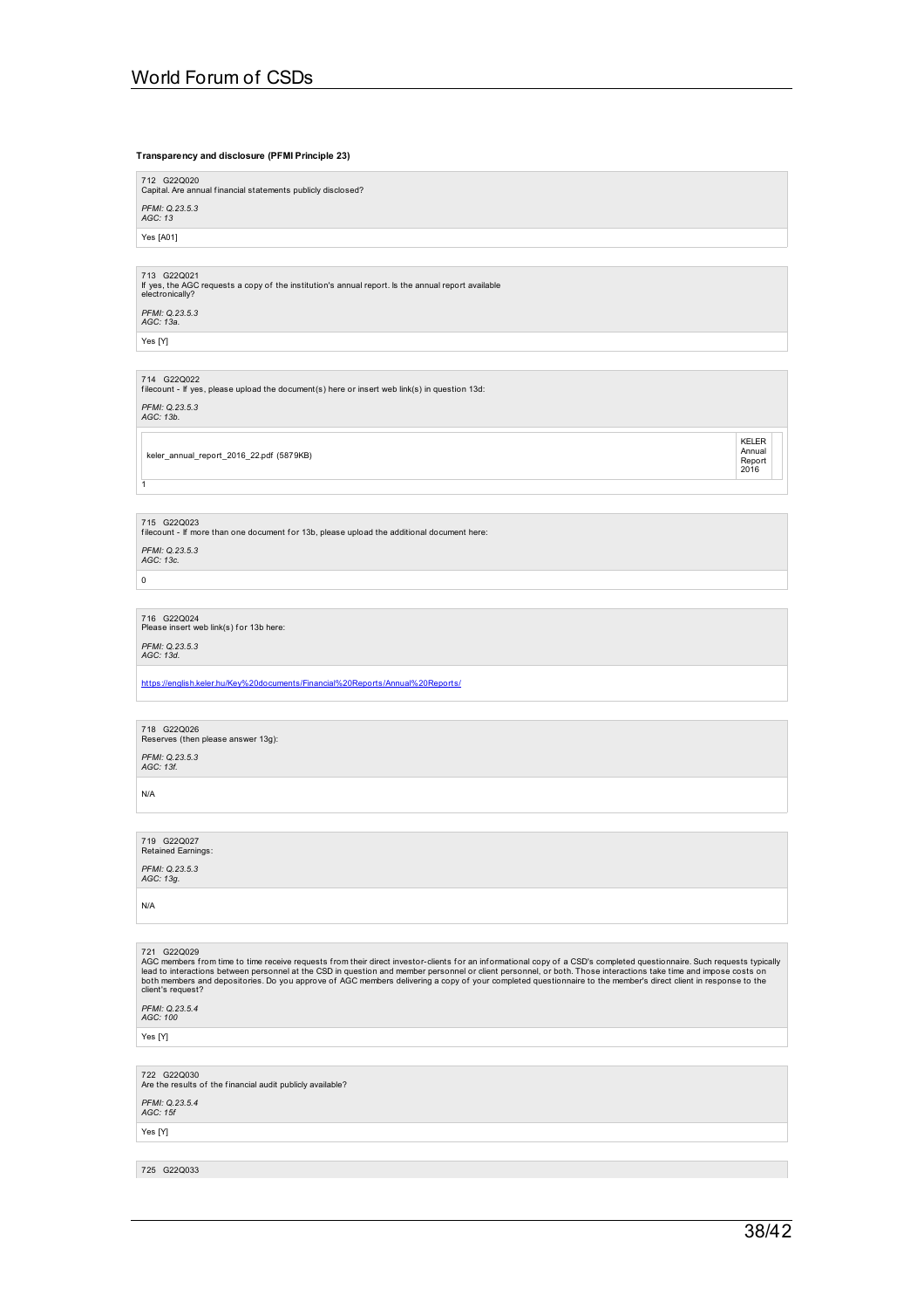**Transparency and disclosure (PFMI Principle 23)**

712 G22Q020
Capital. Are annual financial statements publicly disclosed?

*PFMI: Q.23.5.3*
*AGC: 13*

Yes [A01]

713 G22Q021
If yes, the AGC requests a copy of the institution's annual report. Is the annual report available electronically?

*PFMI: Q.23.5.3*
*AGC: 13a.*

Yes [Y]

714 G22Q022
filecount - If yes, please upload the document(s) here or insert web link(s) in question 13d:

*PFMI: Q.23.5.3*
*AGC: 13b.*

| | |
|---|---|
| keler_annual_report_2016_22.pdf (5879KB) | KELER Annual Report 2016 |

1

715 G22Q023
filecount - If more than one document for 13b, please upload the additional document here:

*PFMI: Q.23.5.3*
*AGC: 13c.*

0

716 G22Q024
Please insert web link(s) for 13b here:

*PFMI: Q.23.5.3*
*AGC: 13d.*

https://english.keler.hu/Key%20documents/Financial%20Reports/Annual%20Reports/

718 G22Q026
Reserves (then please answer 13g):

*PFMI: Q.23.5.3*
*AGC: 13f.*

N/A

719 G22Q027
Retained Earnings:

*PFMI: Q.23.5.3*
*AGC: 13g.*

N/A

721 G22Q029
AGC members from time to time receive requests from their direct investor-clients for an informational copy of a CSD's completed questionnaire. Such requests typically lead to interactions between personnel at the CSD in question and member personnel or client personnel, or both. Those interactions take time and impose costs on both members and depositories. Do you approve of AGC members delivering a copy of your completed questionnaire to the member's direct client in response to the client's request?

*PFMI: Q.23.5.4*
*AGC: 100*

Yes [Y]

722 G22Q030
Are the results of the financial audit publicly available?

*PFMI: Q.23.5.4*
*AGC: 15f*

Yes [Y]

725 G22Q033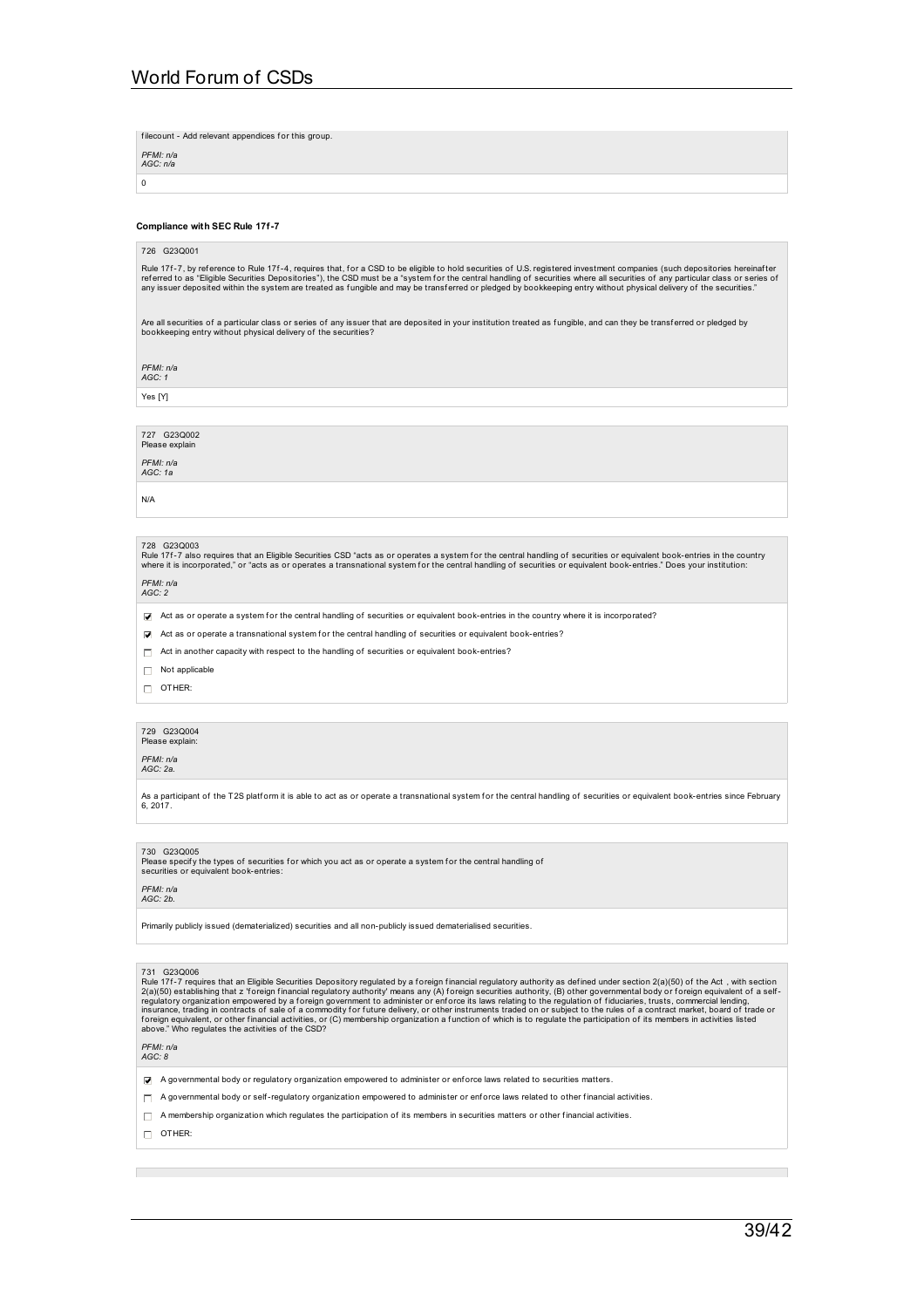filecount - Add relevant appendices for this group.

*PFMI: n/a*
*AGC: n/a*

0

**Compliance with SEC Rule 17f-7**

726 G23Q001

Rule 17f-7, by reference to Rule 17f-4, requires that, for a CSD to be eligible to hold securities of U.S. registered investment companies (such depositories hereinafter referred to as "Eligible Securities Depositories"), the CSD must be a "system for the central handling of securities where all securities of any particular class or series of any issuer deposited within the system are treated as fungible and may be transferred or pledged by bookkeeping entry without physical delivery of the securities."

Are all securities of a particular class or series of any issuer that are deposited in your institution treated as fungible, and can they be transferred or pledged by bookkeeping entry without physical delivery of the securities?

*PFMI: n/a*
*AGC: 1*

Yes [Y]

727 G23Q002
Please explain

*PFMI: n/a*
*AGC: 1a*

N/A

728 G23Q003
Rule 17f-7 also requires that an Eligible Securities CSD "acts as or operates a system for the central handling of securities or equivalent book-entries in the country where it is incorporated," or "acts as or operates a transnational system for the central handling of securities or equivalent book-entries." Does your institution:

*PFMI: n/a*
*AGC: 2*

- [x] Act as or operate a system for the central handling of securities or equivalent book-entries in the country where it is incorporated?
- [x] Act as or operate a transnational system for the central handling of securities or equivalent book-entries?
- [ ] Act in another capacity with respect to the handling of securities or equivalent book-entries?
- [ ] Not applicable
- [ ] OTHER:

729 G23Q004
Please explain:

*PFMI: n/a*
*AGC: 2a.*

As a participant of the T2S platform it is able to act as or operate a transnational system for the central handling of securities or equivalent book-entries since February 6, 2017.

730 G23Q005
Please specify the types of securities for which you act as or operate a system for the central handling of securities or equivalent book-entries:

*PFMI: n/a*
*AGC: 2b.*

Primarily publicly issued (dematerialized) securities and all non-publicly issued dematerialised securities.

731 G23Q006
Rule 17f-7 requires that an Eligible Securities Depository regulated by a foreign financial regulatory authority as defined under section 2(a)(50) of the Act , with section 2(a)(50) establishing that z 'foreign financial regulatory authority' means any (A) foreign securities authority, (B) other governmental body or foreign equivalent of a self-regulatory organization empowered by a foreign government to administer or enforce its laws relating to the regulation of fiduciaries, trusts, commercial lending, insurance, trading in contracts of sale of a commodity for future delivery, or other instruments traded on or subject to the rules of a contract market, board of trade or foreign equivalent, or other financial activities, or (C) membership organization a function of which is to regulate the participation of its members in activities listed above." Who regulates the activities of the CSD?

*PFMI: n/a*
*AGC: 8*

- [x] A governmental body or regulatory organization empowered to administer or enforce laws related to securities matters.
- [ ] A governmental body or self-regulatory organization empowered to administer or enforce laws related to other financial activities.
- [ ] A membership organization which regulates the participation of its members in securities matters or other financial activities.
- [ ] OTHER: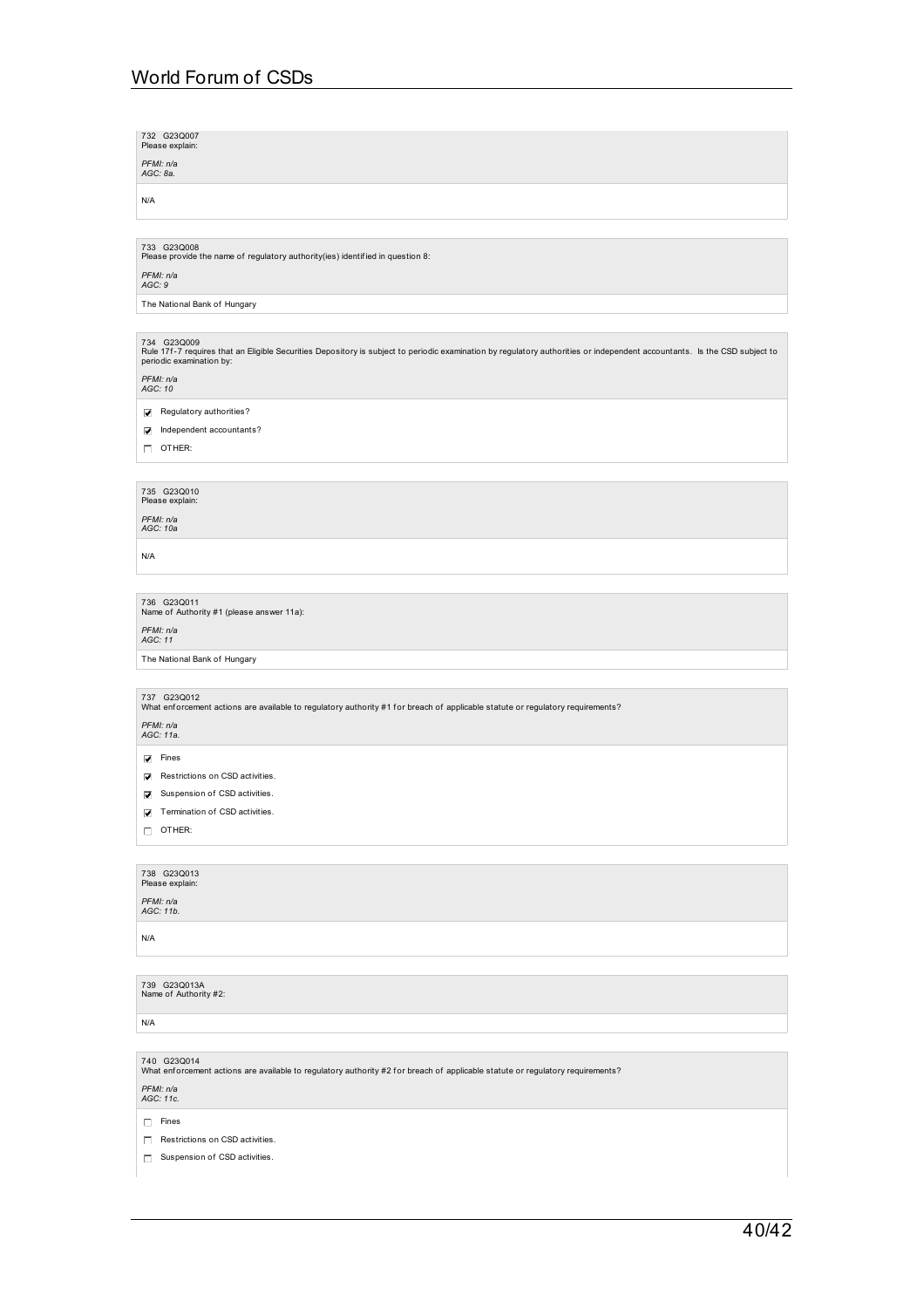732 G23Q007
Please explain:

*PFMI: n/a*
*AGC: 8a.*

N/A

733 G23Q008
Please provide the name of regulatory authority(ies) identified in question 8:

*PFMI: n/a*
*AGC: 9*

The National Bank of Hungary

734 G23Q009
Rule 17f-7 requires that an Eligible Securities Depository is subject to periodic examination by regulatory authorities or independent accountants. Is the CSD subject to periodic examination by:

*PFMI: n/a*
*AGC: 10*

- [x] Regulatory authorities?
- [x] Independent accountants?
- [ ] OTHER:

735 G23Q010
Please explain:

*PFMI: n/a*
*AGC: 10a*

N/A

736 G23Q011
Name of Authority #1 (please answer 11a):

*PFMI: n/a*
*AGC: 11*

The National Bank of Hungary

737 G23Q012
What enforcement actions are available to regulatory authority #1 for breach of applicable statute or regulatory requirements?

*PFMI: n/a*
*AGC: 11a.*

- [x] Fines
- [x] Restrictions on CSD activities.
- [x] Suspension of CSD activities.
- [x] Termination of CSD activities.
- [ ] OTHER:

738 G23Q013
Please explain:

*PFMI: n/a*
*AGC: 11b.*

N/A

739 G23Q013A
Name of Authority #2:

N/A

740 G23Q014
What enforcement actions are available to regulatory authority #2 for breach of applicable statute or regulatory requirements?

*PFMI: n/a*
*AGC: 11c.*

- [ ] Fines
- [ ] Restrictions on CSD activities.
- [ ] Suspension of CSD activities.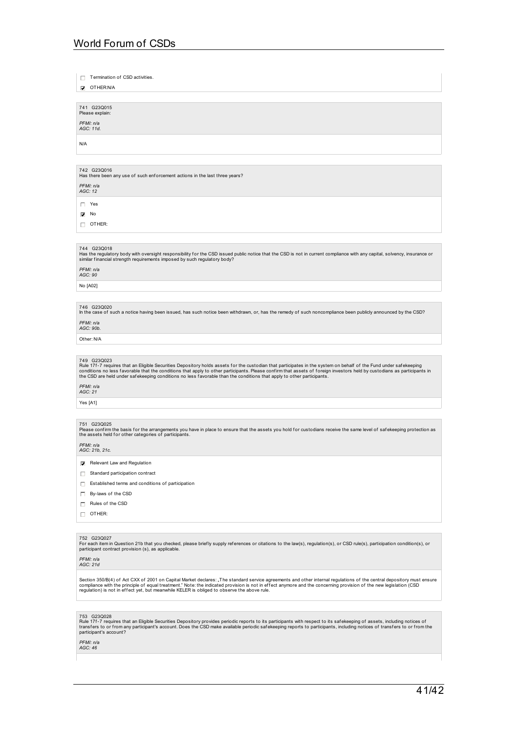- [ ] Termination of CSD activities.
- [x] OTHER:N/A

741 G23Q015
Please explain:

*PFMI: n/a*
*AGC: 11d.*

N/A

742 G23Q016
Has there been any use of such enforcement actions in the last three years?

*PFMI: n/a*
*AGC: 12*

- [ ] Yes
- [x] No
- [ ] OTHER:

744 G23Q018
Has the regulatory body with oversight responsibility for the CSD issued public notice that the CSD is not in current compliance with any capital, solvency, insurance or similar financial strength requirements imposed by such regulatory body?

*PFMI: n/a*
*AGC: 90*

No [A02]

746 G23Q020
In the case of such a notice having been issued, has such notice been withdrawn, or, has the remedy of such noncompliance been publicly announced by the CSD?

*PFMI: n/a*
*AGC: 90b.*

Other: N/A

749 G23Q023
Rule 17f-7 requires that an Eligible Securities Depository holds assets for the custodian that participates in the system on behalf of the Fund under safekeeping conditions no less favorable that the conditions that apply to other participants. Please confirm that assets of foreign investors held by custodians as participants in the CSD are held under safekeeping conditions no less favorable than the conditions that apply to other participants.

*PFMI: n/a*
*AGC: 21*

Yes [A1]

751 G23Q025
Please confirm the basis for the arrangements you have in place to ensure that the assets you hold for custodians receive the same level of safekeeping protection as the assets held for other categories of participants.

*PFMI: n/a*
*AGC: 21b, 21c.*

- [x] Relevant Law and Regulation
- [ ] Standard participation contract
- [ ] Established terms and conditions of participation
- [ ] By-laws of the CSD
- [ ] Rules of the CSD
- [ ] OTHER:

752 G23Q027
For each item in Question 21b that you checked, please briefly supply references or citations to the law(s), regulation(s), or CSD rule(s), participation condition(s), or participant contract provision (s), as applicable.

*PFMI: n/a*
*AGC: 21d*

Section 350/B(4) of Act CXX of 2001 on Capital Market declares: „The standard service agreements and other internal regulations of the central depository must ensure compliance with the principle of equal treatment." Note: the indicated provision is not in effect anymore and the concerning provision of the new legislation (CSD regulation) is not in effect yet, but meanwhile KELER is obliged to observe the above rule.

753 G23Q028
Rule 17f-7 requires that an Eligible Securities Depository provides periodic reports to its participants with respect to its safekeeping of assets, including notices of transfers to or from any participant's account. Does the CSD make available periodic safekeeping reports to participants, including notices of transfers to or from the participant's account?

*PFMI: n/a*
*AGC: 46*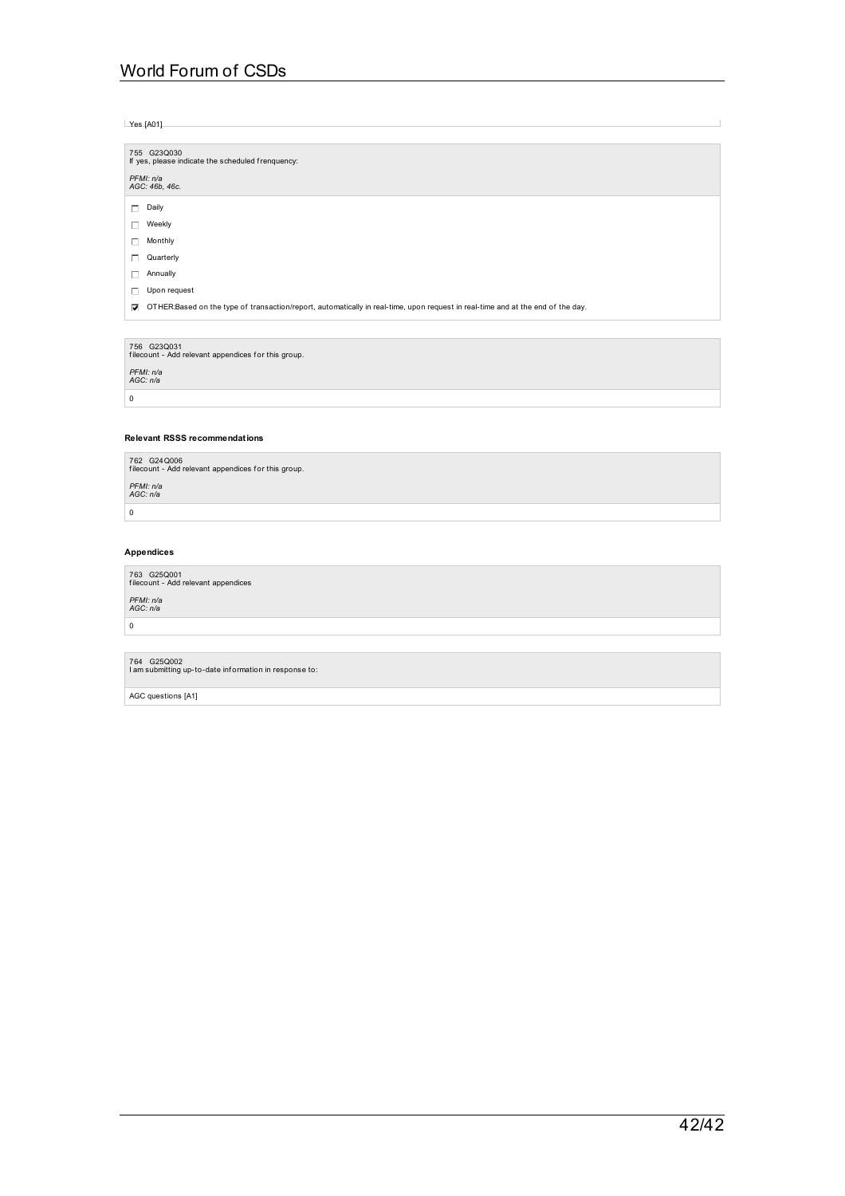Yes [A01]

755 G23Q030
If yes, please indicate the scheduled frenquency:

*PFMI: n/a*
*AGC: 46b, 46c.*

- [ ] Daily
- [ ] Weekly
- [ ] Monthly
- [ ] Quarterly
- [ ] Annually
- [ ] Upon request
- [x] OTHER:Based on the type of transaction/report, automatically in real-time, upon request in real-time and at the end of the day.

756 G23Q031
filecount - Add relevant appendices for this group.

*PFMI: n/a*
*AGC: n/a*

0

#### Relevant RSSS recommendations

762 G24Q006
filecount - Add relevant appendices for this group.

*PFMI: n/a*
*AGC: n/a*

0

#### Appendices

763 G25Q001
filecount - Add relevant appendices

*PFMI: n/a*
*AGC: n/a*

0

764 G25Q002
I am submitting up-to-date information in response to:

AGC questions [A1]